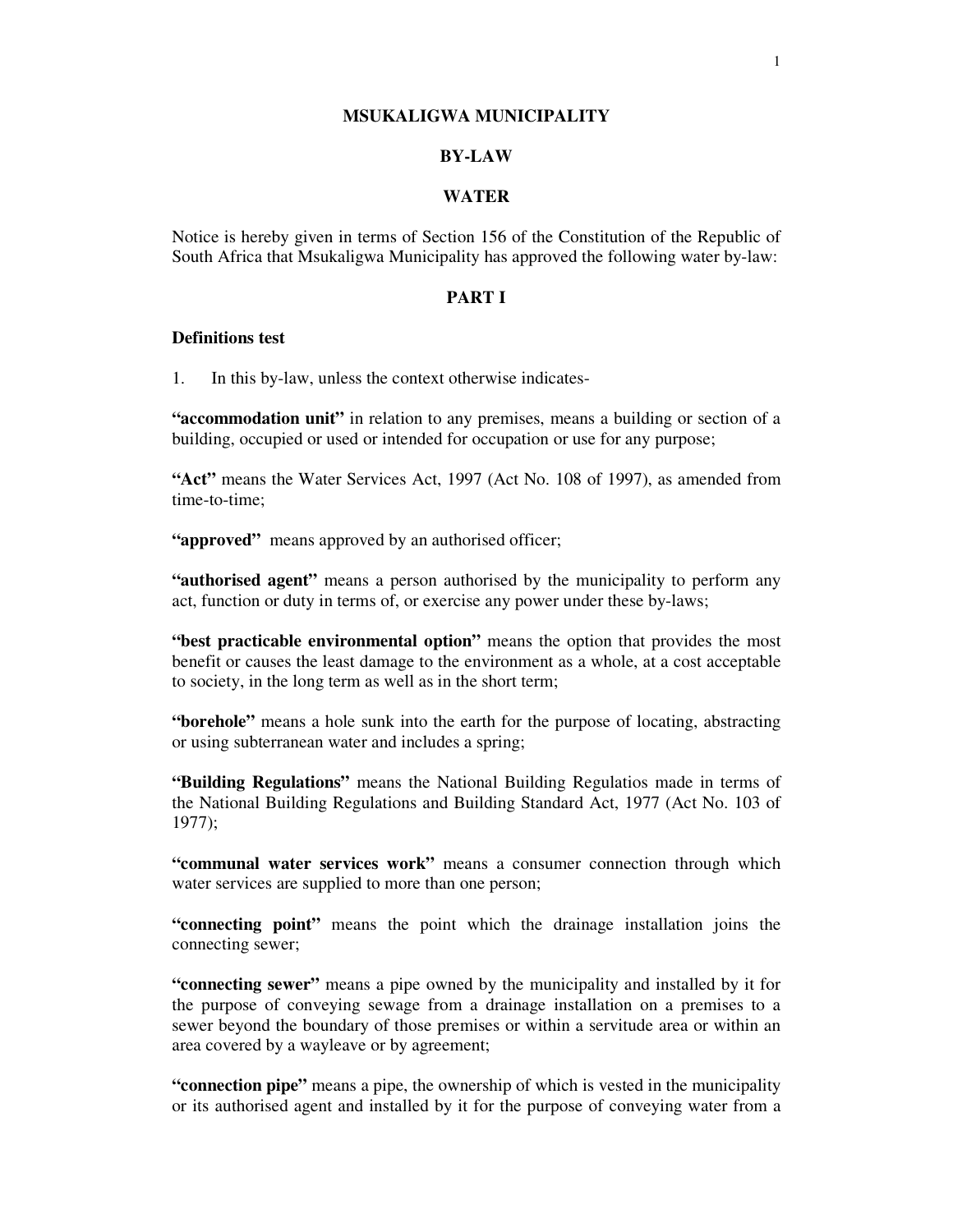# MSUKALIGWA MUNICIPALITY

## BY-LAW

## WATER

Notice is hereby given in terms of Section 156 of the Constitution of the Republic of South Africa that Msukaligwa Municipality has approved the following water by-law:

## PART I

**Definitions test**

1. In this by-law, unless the context otherwise indicates-

**"accommodation unit"** in relation to any premises, means a building or section of a building, occupied or used or intended for occupation or use for any purpose;

**"Act"** means the Water Services Act, 1997 (Act No. 108 of 1997), as amended from time-to-time;

**"approved"** means approved by an authorised officer;

**"authorised agent"** means a person authorised by the municipality to perform any act, function or duty in terms of, or exercise any power under these by-laws;

**"best practicable environmental option"** means the option that provides the most benefit or causes the least damage to the environment as a whole, at a cost acceptable to society, in the long term as well as in the short term;

**"borehole"** means a hole sunk into the earth for the purpose of locating, abstracting or using subterranean water and includes a spring;

**"Building Regulations"** means the National Building Regulatios made in terms of the National Building Regulations and Building Standard Act, 1977 (Act No. 103 of 1977);

**"communal water services work"** means a consumer connection through which water services are supplied to more than one person;

**"connecting point"** means the point which the drainage installation joins the connecting sewer;

**"connecting sewer"** means a pipe owned by the municipality and installed by it for the purpose of conveying sewage from a drainage installation on a premises to a sewer beyond the boundary of those premises or within a servitude area or within an area covered by a wayleave or by agreement;

**"connection pipe"** means a pipe, the ownership of which is vested in the municipality or its authorised agent and installed by it for the purpose of conveying water from a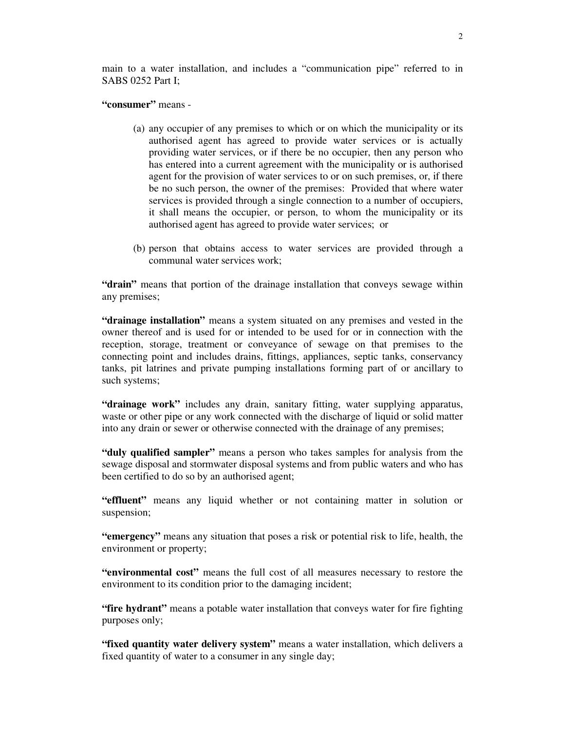main to a water installation, and includes a "communication pipe" referred to in SABS 0252 Part I;

**"consumer"** means -

(a) any occupier of any premises to which or on which the municipality or its authorised agent has agreed to provide water services or is actually providing water services, or if there be no occupier, then any person who has entered into a current agreement with the municipality or is authorised agent for the provision of water services to or on such premises, or, if there be no such person, the owner of the premises: Provided that where water services is provided through a single connection to a number of occupiers, it shall means the occupier, or person, to whom the municipality or its authorised agent has agreed to provide water services; or

(b) person that obtains access to water services are provided through a communal water services work;

**"drain"** means that portion of the drainage installation that conveys sewage within any premises;

**"drainage installation"** means a system situated on any premises and vested in the owner thereof and is used for or intended to be used for or in connection with the reception, storage, treatment or conveyance of sewage on that premises to the connecting point and includes drains, fittings, appliances, septic tanks, conservancy tanks, pit latrines and private pumping installations forming part of or ancillary to such systems;

**"drainage work"** includes any drain, sanitary fitting, water supplying apparatus, waste or other pipe or any work connected with the discharge of liquid or solid matter into any drain or sewer or otherwise connected with the drainage of any premises;

**"duly qualified sampler"** means a person who takes samples for analysis from the sewage disposal and stormwater disposal systems and from public waters and who has been certified to do so by an authorised agent;

**"effluent"** means any liquid whether or not containing matter in solution or suspension;

**"emergency"** means any situation that poses a risk or potential risk to life, health, the environment or property;

**"environmental cost"** means the full cost of all measures necessary to restore the environment to its condition prior to the damaging incident;

**"fire hydrant"** means a potable water installation that conveys water for fire fighting purposes only;

**"fixed quantity water delivery system"** means a water installation, which delivers a fixed quantity of water to a consumer in any single day;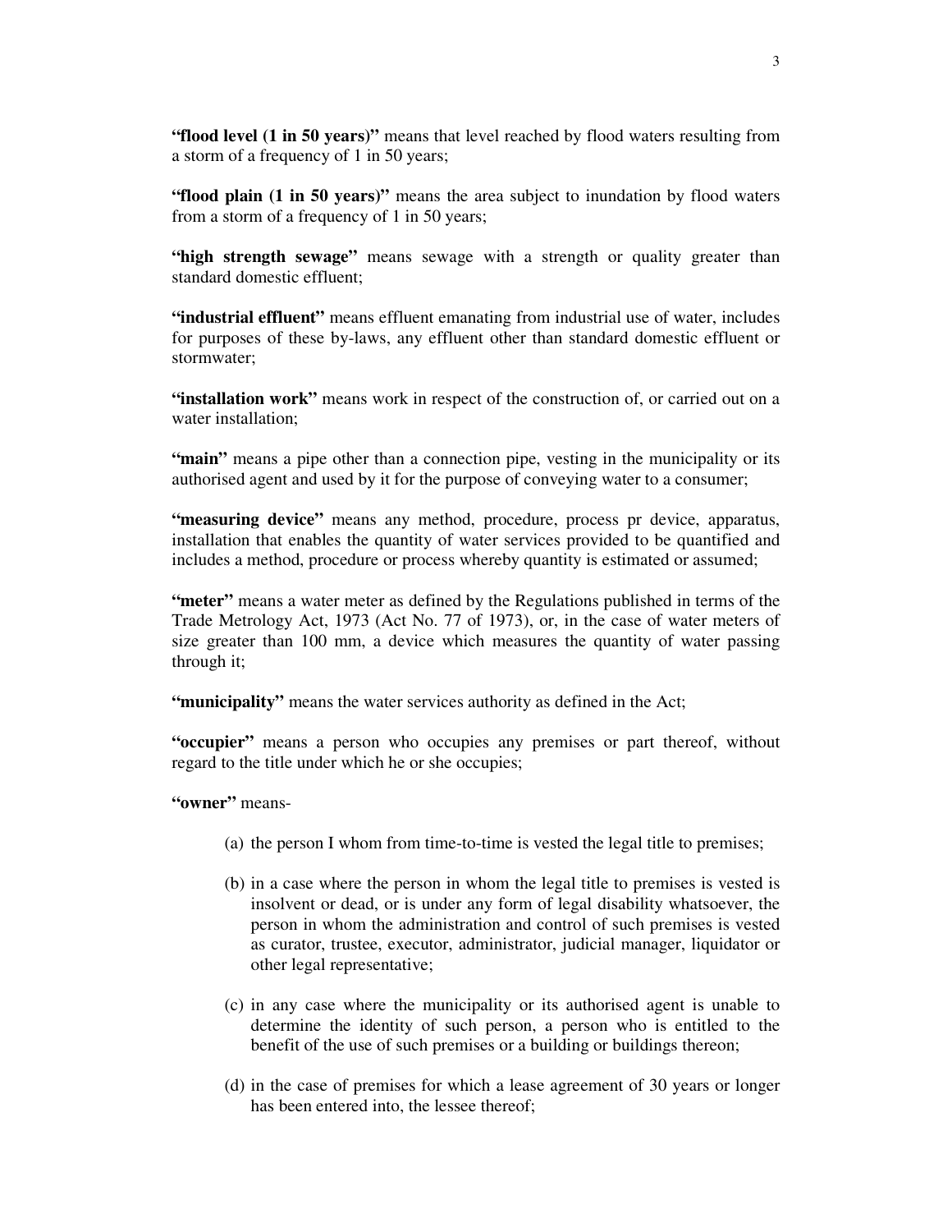**"flood level (1 in 50 years)"** means that level reached by flood waters resulting from a storm of a frequency of 1 in 50 years;

**"flood plain (1 in 50 years)"** means the area subject to inundation by flood waters from a storm of a frequency of 1 in 50 years;

**"high strength sewage"** means sewage with a strength or quality greater than standard domestic effluent;

**"industrial effluent"** means effluent emanating from industrial use of water, includes for purposes of these by-laws, any effluent other than standard domestic effluent or stormwater;

**"installation work"** means work in respect of the construction of, or carried out on a water installation;

**"main"** means a pipe other than a connection pipe, vesting in the municipality or its authorised agent and used by it for the purpose of conveying water to a consumer;

**"measuring device"** means any method, procedure, process pr device, apparatus, installation that enables the quantity of water services provided to be quantified and includes a method, procedure or process whereby quantity is estimated or assumed;

**"meter"** means a water meter as defined by the Regulations published in terms of the Trade Metrology Act, 1973 (Act No. 77 of 1973), or, in the case of water meters of size greater than 100 mm, a device which measures the quantity of water passing through it;

**"municipality"** means the water services authority as defined in the Act;

**"occupier"** means a person who occupies any premises or part thereof, without regard to the title under which he or she occupies;

**"owner"** means-

(a) the person I whom from time-to-time is vested the legal title to premises;

(b) in a case where the person in whom the legal title to premises is vested is insolvent or dead, or is under any form of legal disability whatsoever, the person in whom the administration and control of such premises is vested as curator, trustee, executor, administrator, judicial manager, liquidator or other legal representative;

(c) in any case where the municipality or its authorised agent is unable to determine the identity of such person, a person who is entitled to the benefit of the use of such premises or a building or buildings thereon;

(d) in the case of premises for which a lease agreement of 30 years or longer has been entered into, the lessee thereof;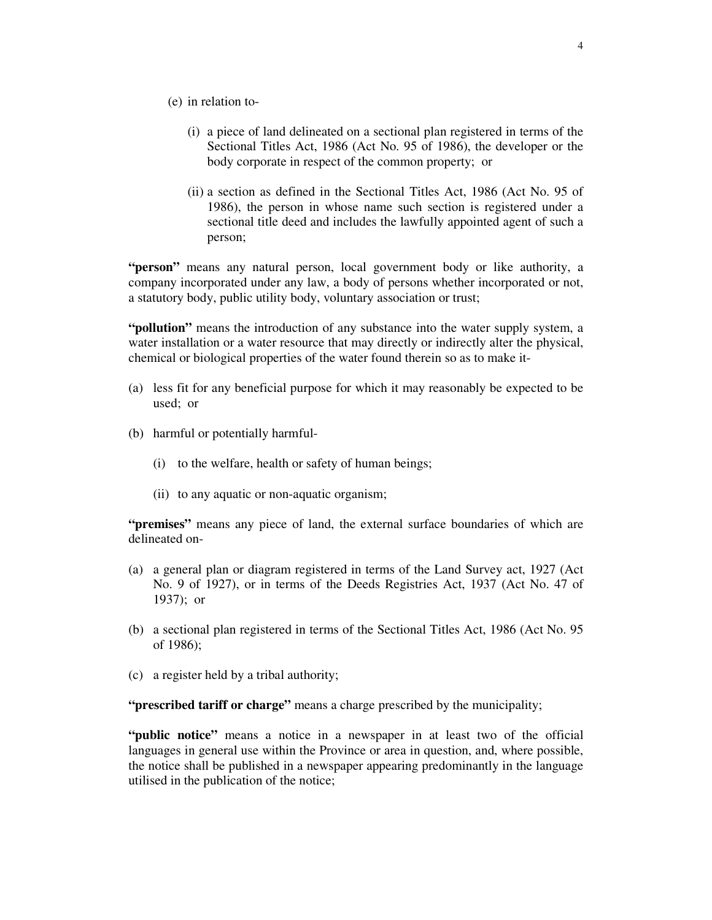(e) in relation to-

    (i) a piece of land delineated on a sectional plan registered in terms of the Sectional Titles Act, 1986 (Act No. 95 of 1986), the developer or the body corporate in respect of the common property; or

    (ii) a section as defined in the Sectional Titles Act, 1986 (Act No. 95 of 1986), the person in whose name such section is registered under a sectional title deed and includes the lawfully appointed agent of such a person;

**"person"** means any natural person, local government body or like authority, a company incorporated under any law, a body of persons whether incorporated or not, a statutory body, public utility body, voluntary association or trust;

**"pollution"** means the introduction of any substance into the water supply system, a water installation or a water resource that may directly or indirectly alter the physical, chemical or biological properties of the water found therein so as to make it-

(a) less fit for any beneficial purpose for which it may reasonably be expected to be used; or

(b) harmful or potentially harmful-

    (i) to the welfare, health or safety of human beings;

    (ii) to any aquatic or non-aquatic organism;

**"premises"** means any piece of land, the external surface boundaries of which are delineated on-

(a) a general plan or diagram registered in terms of the Land Survey act, 1927 (Act No. 9 of 1927), or in terms of the Deeds Registries Act, 1937 (Act No. 47 of 1937); or

(b) a sectional plan registered in terms of the Sectional Titles Act, 1986 (Act No. 95 of 1986);

(c) a register held by a tribal authority;

**"prescribed tariff or charge"** means a charge prescribed by the municipality;

**"public notice"** means a notice in a newspaper in at least two of the official languages in general use within the Province or area in question, and, where possible, the notice shall be published in a newspaper appearing predominantly in the language utilised in the publication of the notice;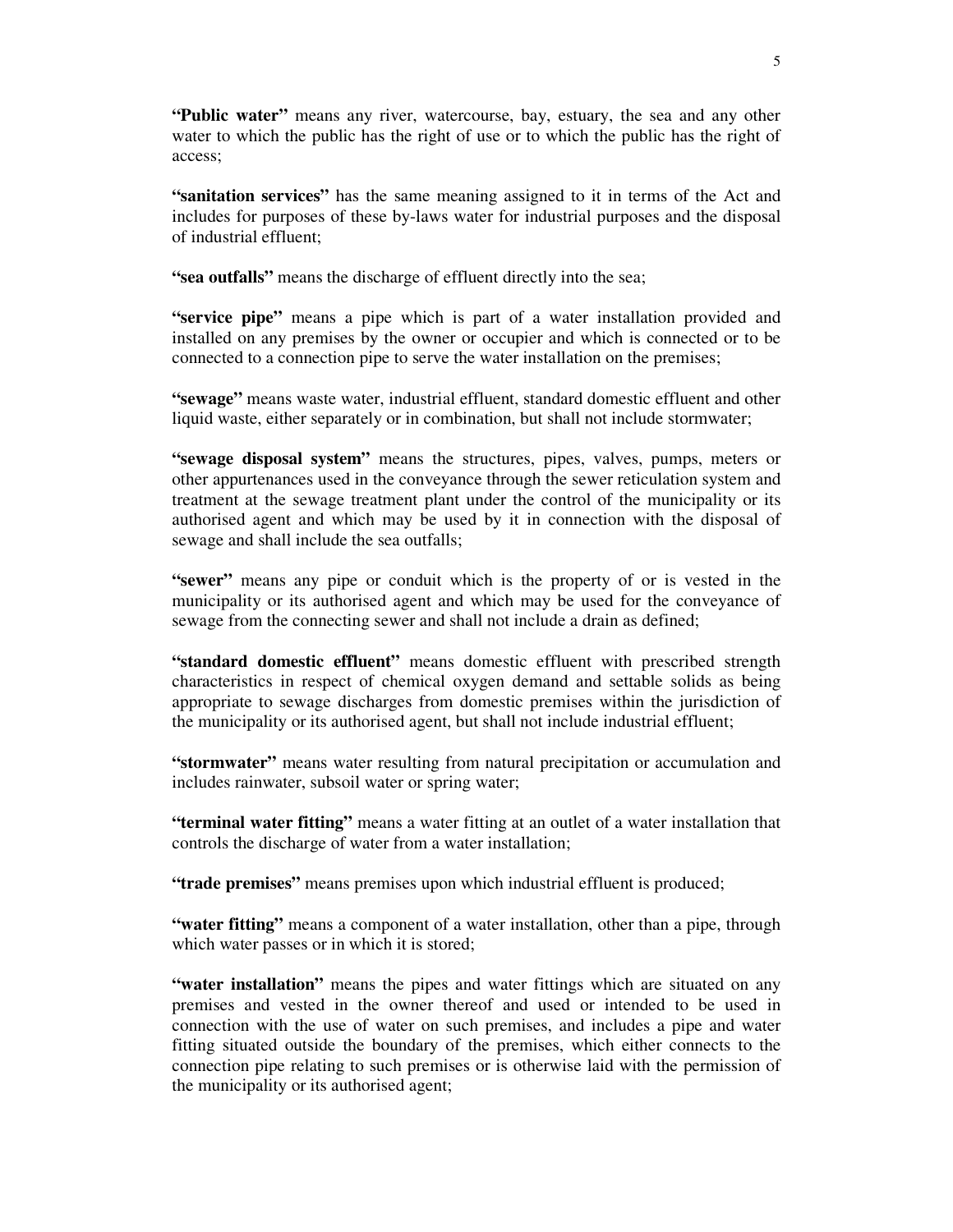**"Public water"** means any river, watercourse, bay, estuary, the sea and any other water to which the public has the right of use or to which the public has the right of access;

**"sanitation services"** has the same meaning assigned to it in terms of the Act and includes for purposes of these by-laws water for industrial purposes and the disposal of industrial effluent;

**"sea outfalls"** means the discharge of effluent directly into the sea;

**"service pipe"** means a pipe which is part of a water installation provided and installed on any premises by the owner or occupier and which is connected or to be connected to a connection pipe to serve the water installation on the premises;

**"sewage"** means waste water, industrial effluent, standard domestic effluent and other liquid waste, either separately or in combination, but shall not include stormwater;

**"sewage disposal system"** means the structures, pipes, valves, pumps, meters or other appurtenances used in the conveyance through the sewer reticulation system and treatment at the sewage treatment plant under the control of the municipality or its authorised agent and which may be used by it in connection with the disposal of sewage and shall include the sea outfalls;

**"sewer"** means any pipe or conduit which is the property of or is vested in the municipality or its authorised agent and which may be used for the conveyance of sewage from the connecting sewer and shall not include a drain as defined;

**"standard domestic effluent"** means domestic effluent with prescribed strength characteristics in respect of chemical oxygen demand and settable solids as being appropriate to sewage discharges from domestic premises within the jurisdiction of the municipality or its authorised agent, but shall not include industrial effluent;

**"stormwater"** means water resulting from natural precipitation or accumulation and includes rainwater, subsoil water or spring water;

**"terminal water fitting"** means a water fitting at an outlet of a water installation that controls the discharge of water from a water installation;

**"trade premises"** means premises upon which industrial effluent is produced;

**"water fitting"** means a component of a water installation, other than a pipe, through which water passes or in which it is stored;

**"water installation"** means the pipes and water fittings which are situated on any premises and vested in the owner thereof and used or intended to be used in connection with the use of water on such premises, and includes a pipe and water fitting situated outside the boundary of the premises, which either connects to the connection pipe relating to such premises or is otherwise laid with the permission of the municipality or its authorised agent;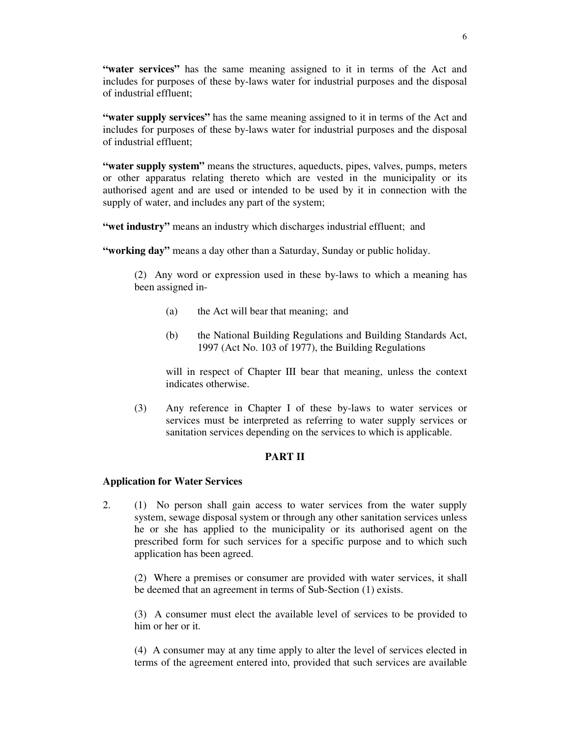**"water services"** has the same meaning assigned to it in terms of the Act and includes for purposes of these by-laws water for industrial purposes and the disposal of industrial effluent;

**"water supply services"** has the same meaning assigned to it in terms of the Act and includes for purposes of these by-laws water for industrial purposes and the disposal of industrial effluent;

**"water supply system"** means the structures, aqueducts, pipes, valves, pumps, meters or other apparatus relating thereto which are vested in the municipality or its authorised agent and are used or intended to be used by it in connection with the supply of water, and includes any part of the system;

**"wet industry"** means an industry which discharges industrial effluent; and

**"working day"** means a day other than a Saturday, Sunday or public holiday.

(2) Any word or expression used in these by-laws to which a meaning has been assigned in-

(a) the Act will bear that meaning; and

(b) the National Building Regulations and Building Standards Act, 1997 (Act No. 103 of 1977), the Building Regulations

will in respect of Chapter III bear that meaning, unless the context indicates otherwise.

(3) Any reference in Chapter I of these by-laws to water services or services must be interpreted as referring to water supply services or sanitation services depending on the services to which is applicable.

## PART II

### Application for Water Services

2. (1) No person shall gain access to water services from the water supply system, sewage disposal system or through any other sanitation services unless he or she has applied to the municipality or its authorised agent on the prescribed form for such services for a specific purpose and to which such application has been agreed.

(2) Where a premises or consumer are provided with water services, it shall be deemed that an agreement in terms of Sub-Section (1) exists.

(3) A consumer must elect the available level of services to be provided to him or her or it.

(4) A consumer may at any time apply to alter the level of services elected in terms of the agreement entered into, provided that such services are available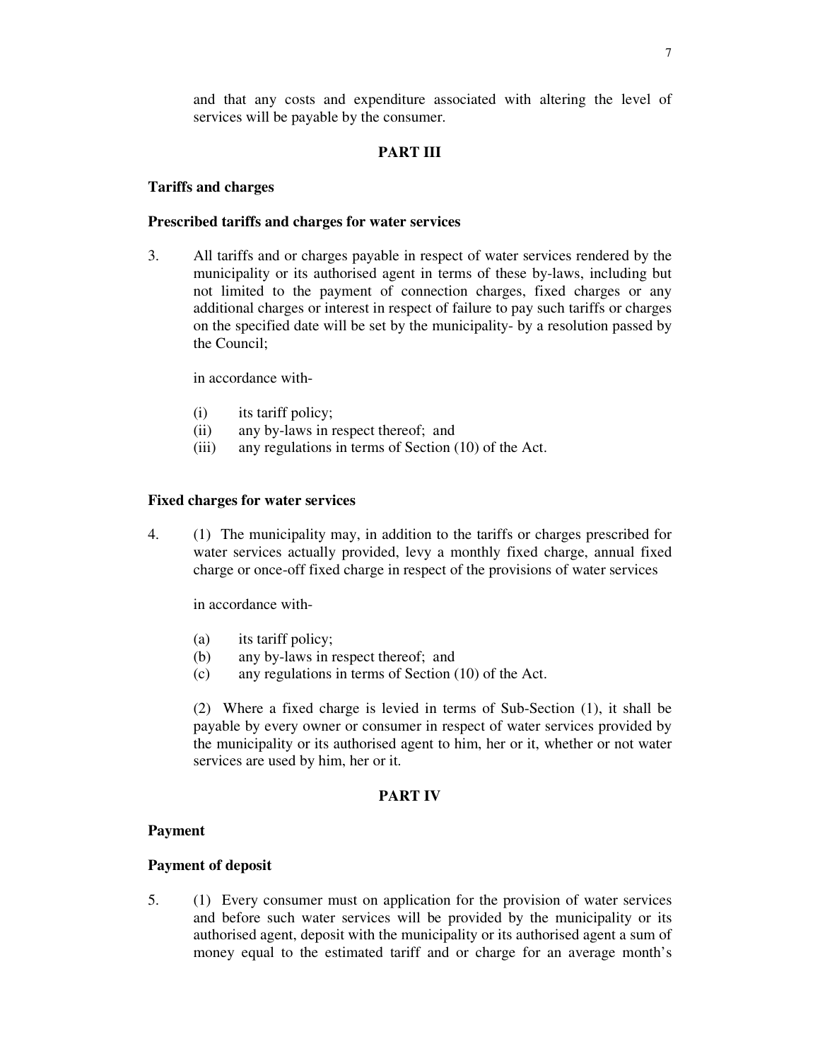and that any costs and expenditure associated with altering the level of services will be payable by the consumer.

## PART III

**Tariffs and charges**

**Prescribed tariffs and charges for water services**

3. All tariffs and or charges payable in respect of water services rendered by the municipality or its authorised agent in terms of these by-laws, including but not limited to the payment of connection charges, fixed charges or any additional charges or interest in respect of failure to pay such tariffs or charges on the specified date will be set by the municipality- by a resolution passed by the Council;

   in accordance with-

   (i) its tariff policy;
   (ii) any by-laws in respect thereof; and
   (iii) any regulations in terms of Section (10) of the Act.

**Fixed charges for water services**

4. (1) The municipality may, in addition to the tariffs or charges prescribed for water services actually provided, levy a monthly fixed charge, annual fixed charge or once-off fixed charge in respect of the provisions of water services

   in accordance with-

   (a) its tariff policy;
   (b) any by-laws in respect thereof; and
   (c) any regulations in terms of Section (10) of the Act.

   (2) Where a fixed charge is levied in terms of Sub-Section (1), it shall be payable by every owner or consumer in respect of water services provided by the municipality or its authorised agent to him, her or it, whether or not water services are used by him, her or it.

## PART IV

**Payment**

**Payment of deposit**

5. (1) Every consumer must on application for the provision of water services and before such water services will be provided by the municipality or its authorised agent, deposit with the municipality or its authorised agent a sum of money equal to the estimated tariff and or charge for an average month's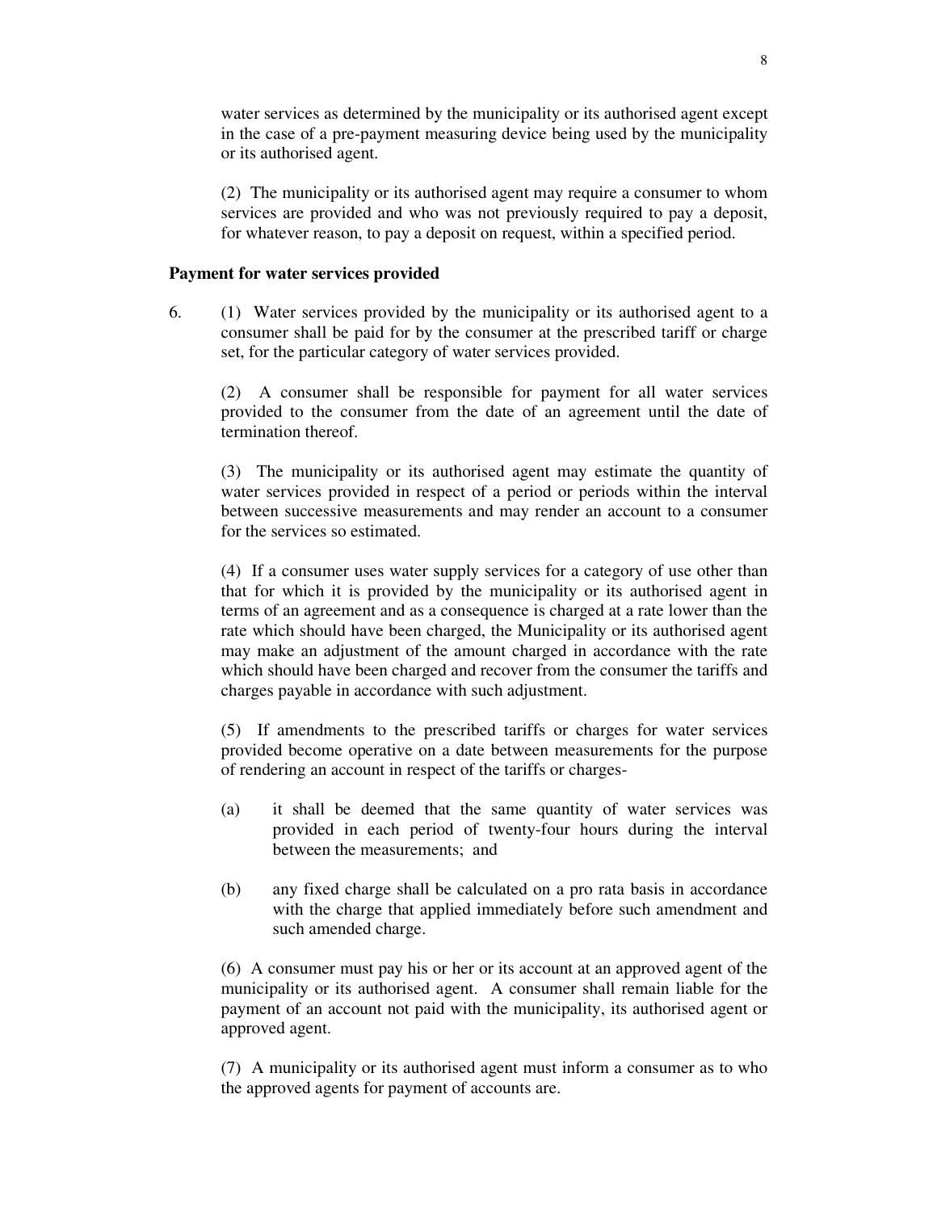water services as determined by the municipality or its authorised agent except in the case of a pre-payment measuring device being used by the municipality or its authorised agent.

(2) The municipality or its authorised agent may require a consumer to whom services are provided and who was not previously required to pay a deposit, for whatever reason, to pay a deposit on request, within a specified period.

**Payment for water services provided**

6. (1) Water services provided by the municipality or its authorised agent to a consumer shall be paid for by the consumer at the prescribed tariff or charge set, for the particular category of water services provided.

(2) A consumer shall be responsible for payment for all water services provided to the consumer from the date of an agreement until the date of termination thereof.

(3) The municipality or its authorised agent may estimate the quantity of water services provided in respect of a period or periods within the interval between successive measurements and may render an account to a consumer for the services so estimated.

(4) If a consumer uses water supply services for a category of use other than that for which it is provided by the municipality or its authorised agent in terms of an agreement and as a consequence is charged at a rate lower than the rate which should have been charged, the Municipality or its authorised agent may make an adjustment of the amount charged in accordance with the rate which should have been charged and recover from the consumer the tariffs and charges payable in accordance with such adjustment.

(5) If amendments to the prescribed tariffs or charges for water services provided become operative on a date between measurements for the purpose of rendering an account in respect of the tariffs or charges-

(a) it shall be deemed that the same quantity of water services was provided in each period of twenty-four hours during the interval between the measurements; and

(b) any fixed charge shall be calculated on a pro rata basis in accordance with the charge that applied immediately before such amendment and such amended charge.

(6) A consumer must pay his or her or its account at an approved agent of the municipality or its authorised agent. A consumer shall remain liable for the payment of an account not paid with the municipality, its authorised agent or approved agent.

(7) A municipality or its authorised agent must inform a consumer as to who the approved agents for payment of accounts are.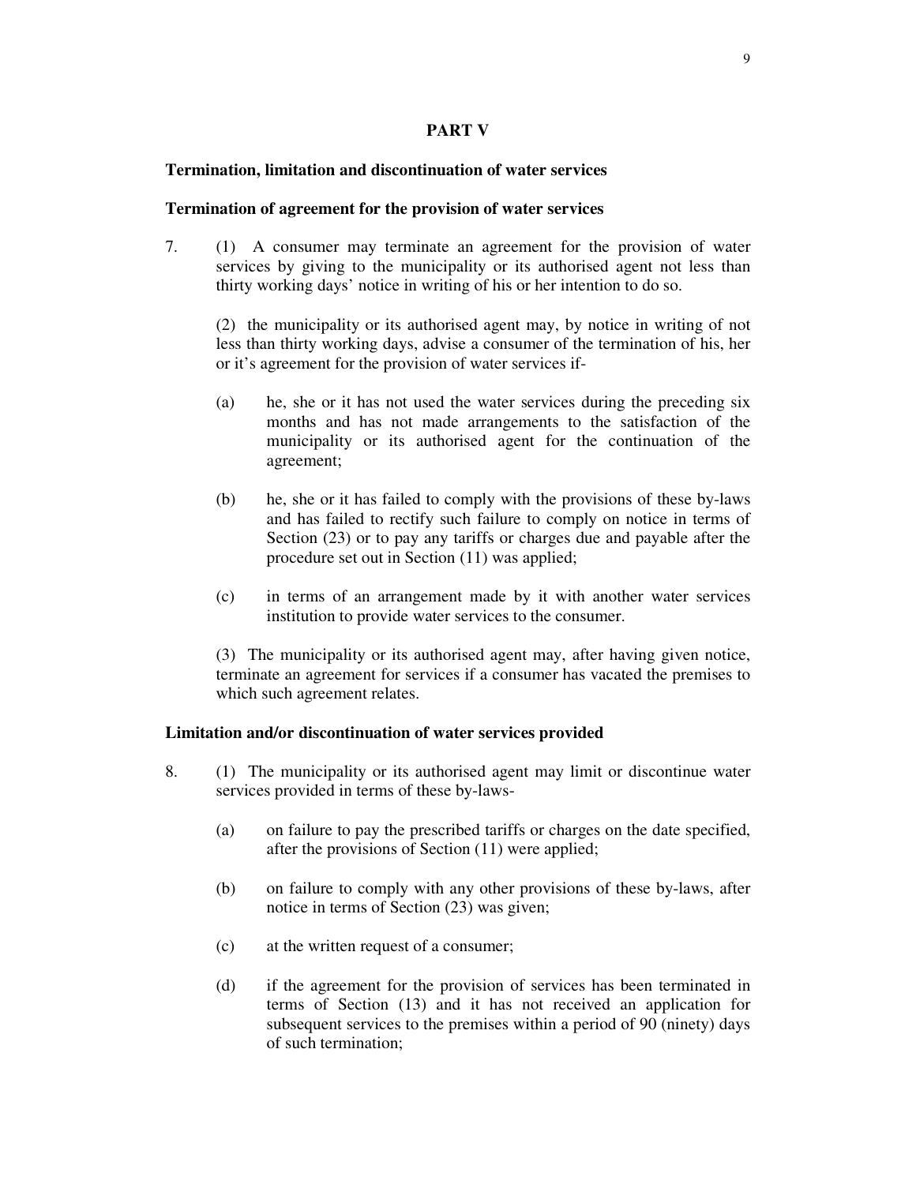## PART V

### Termination, limitation and discontinuation of water services

### Termination of agreement for the provision of water services

7. (1) A consumer may terminate an agreement for the provision of water services by giving to the municipality or its authorised agent not less than thirty working days' notice in writing of his or her intention to do so.

   (2) the municipality or its authorised agent may, by notice in writing of not less than thirty working days, advise a consumer of the termination of his, her or it's agreement for the provision of water services if-

   (a) he, she or it has not used the water services during the preceding six months and has not made arrangements to the satisfaction of the municipality or its authorised agent for the continuation of the agreement;

   (b) he, she or it has failed to comply with the provisions of these by-laws and has failed to rectify such failure to comply on notice in terms of Section (23) or to pay any tariffs or charges due and payable after the procedure set out in Section (11) was applied;

   (c) in terms of an arrangement made by it with another water services institution to provide water services to the consumer.

   (3) The municipality or its authorised agent may, after having given notice, terminate an agreement for services if a consumer has vacated the premises to which such agreement relates.

### Limitation and/or discontinuation of water services provided

8. (1) The municipality or its authorised agent may limit or discontinue water services provided in terms of these by-laws-

   (a) on failure to pay the prescribed tariffs or charges on the date specified, after the provisions of Section (11) were applied;

   (b) on failure to comply with any other provisions of these by-laws, after notice in terms of Section (23) was given;

   (c) at the written request of a consumer;

   (d) if the agreement for the provision of services has been terminated in terms of Section (13) and it has not received an application for subsequent services to the premises within a period of 90 (ninety) days of such termination;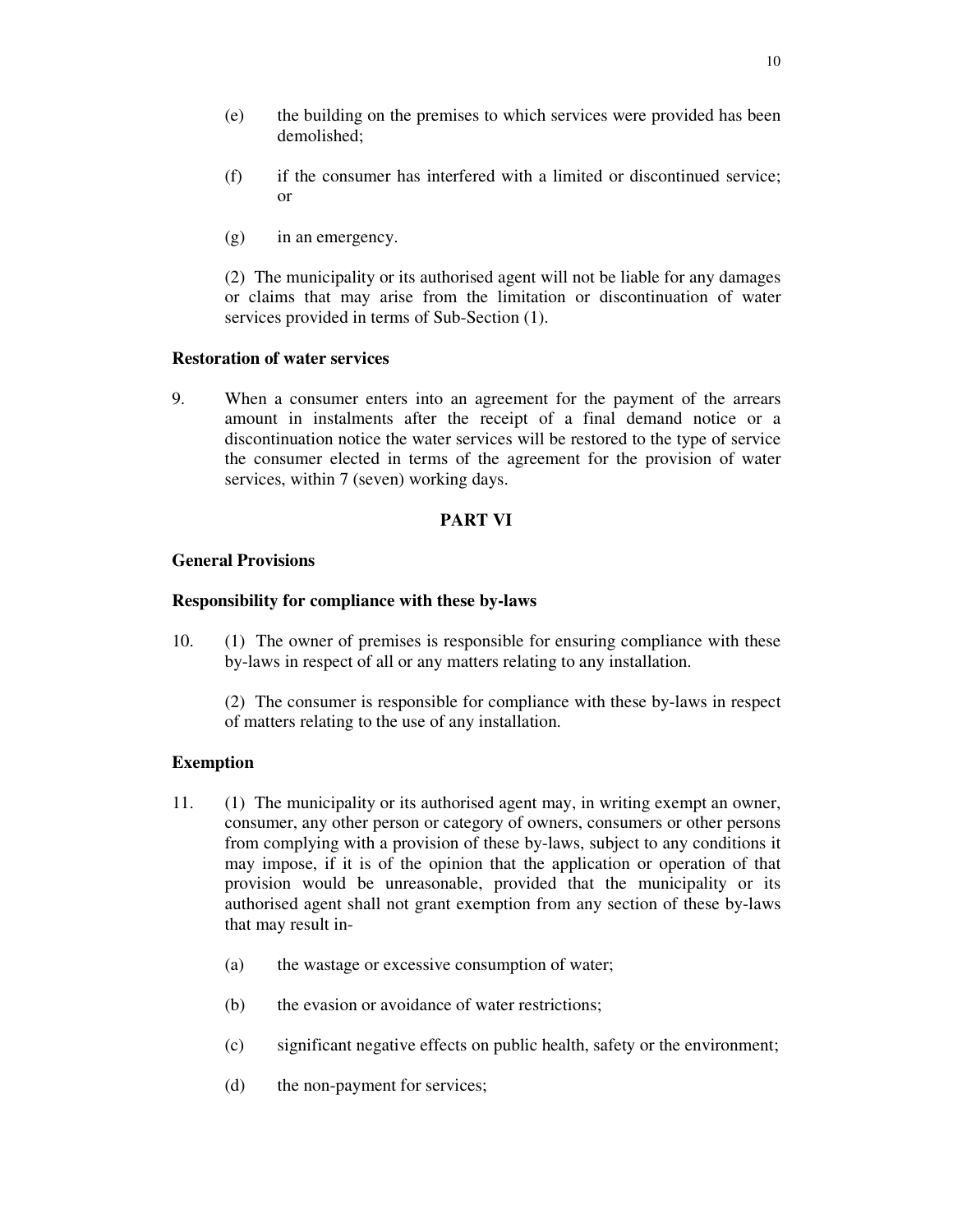(e) the building on the premises to which services were provided has been demolished;

(f) if the consumer has interfered with a limited or discontinued service; or

(g) in an emergency.

(2) The municipality or its authorised agent will not be liable for any damages or claims that may arise from the limitation or discontinuation of water services provided in terms of Sub-Section (1).

**Restoration of water services**

9. When a consumer enters into an agreement for the payment of the arrears amount in instalments after the receipt of a final demand notice or a discontinuation notice the water services will be restored to the type of service the consumer elected in terms of the agreement for the provision of water services, within 7 (seven) working days.

## PART VI

**General Provisions**

**Responsibility for compliance with these by-laws**

10. (1) The owner of premises is responsible for ensuring compliance with these by-laws in respect of all or any matters relating to any installation.

(2) The consumer is responsible for compliance with these by-laws in respect of matters relating to the use of any installation.

**Exemption**

11. (1) The municipality or its authorised agent may, in writing exempt an owner, consumer, any other person or category of owners, consumers or other persons from complying with a provision of these by-laws, subject to any conditions it may impose, if it is of the opinion that the application or operation of that provision would be unreasonable, provided that the municipality or its authorised agent shall not grant exemption from any section of these by-laws that may result in-

(a) the wastage or excessive consumption of water;

(b) the evasion or avoidance of water restrictions;

(c) significant negative effects on public health, safety or the environment;

(d) the non-payment for services;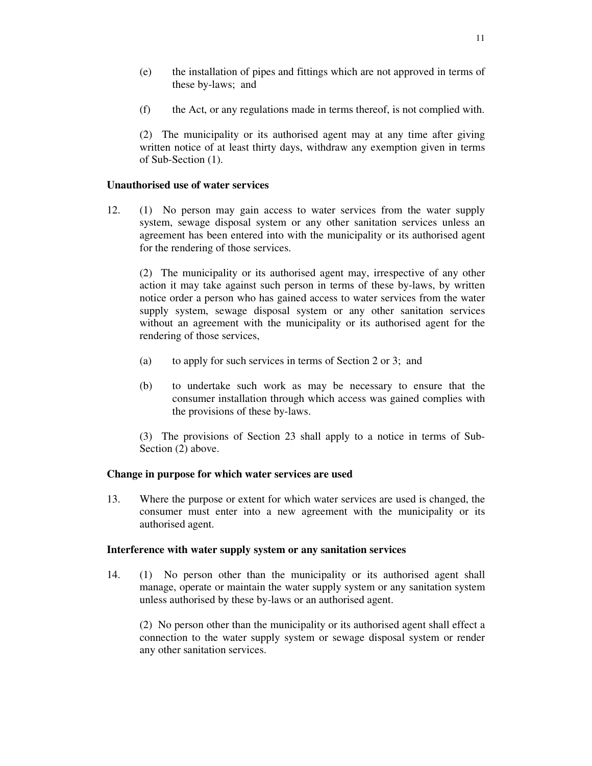(e) the installation of pipes and fittings which are not approved in terms of these by-laws; and

(f) the Act, or any regulations made in terms thereof, is not complied with.

(2) The municipality or its authorised agent may at any time after giving written notice of at least thirty days, withdraw any exemption given in terms of Sub-Section (1).

**Unauthorised use of water services**

12. (1) No person may gain access to water services from the water supply system, sewage disposal system or any other sanitation services unless an agreement has been entered into with the municipality or its authorised agent for the rendering of those services.

(2) The municipality or its authorised agent may, irrespective of any other action it may take against such person in terms of these by-laws, by written notice order a person who has gained access to water services from the water supply system, sewage disposal system or any other sanitation services without an agreement with the municipality or its authorised agent for the rendering of those services,

(a) to apply for such services in terms of Section 2 or 3; and

(b) to undertake such work as may be necessary to ensure that the consumer installation through which access was gained complies with the provisions of these by-laws.

(3) The provisions of Section 23 shall apply to a notice in terms of Sub-Section (2) above.

**Change in purpose for which water services are used**

13. Where the purpose or extent for which water services are used is changed, the consumer must enter into a new agreement with the municipality or its authorised agent.

**Interference with water supply system or any sanitation services**

14. (1) No person other than the municipality or its authorised agent shall manage, operate or maintain the water supply system or any sanitation system unless authorised by these by-laws or an authorised agent.

(2) No person other than the municipality or its authorised agent shall effect a connection to the water supply system or sewage disposal system or render any other sanitation services.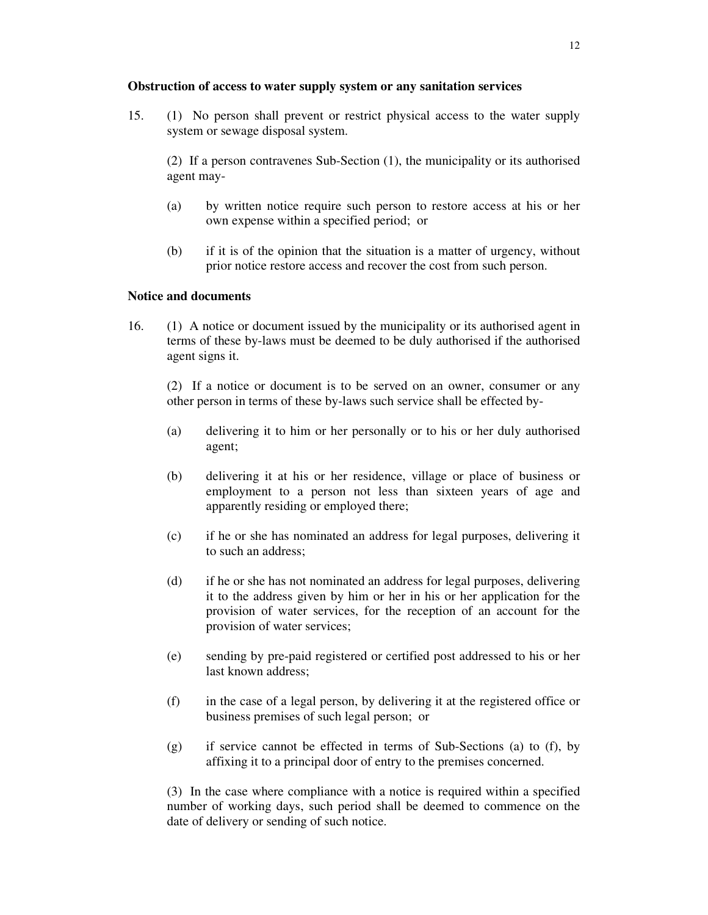**Obstruction of access to water supply system or any sanitation services**

15. (1) No person shall prevent or restrict physical access to the water supply system or sewage disposal system.

(2) If a person contravenes Sub-Section (1), the municipality or its authorised agent may-

(a) by written notice require such person to restore access at his or her own expense within a specified period; or

(b) if it is of the opinion that the situation is a matter of urgency, without prior notice restore access and recover the cost from such person.

**Notice and documents**

16. (1) A notice or document issued by the municipality or its authorised agent in terms of these by-laws must be deemed to be duly authorised if the authorised agent signs it.

(2) If a notice or document is to be served on an owner, consumer or any other person in terms of these by-laws such service shall be effected by-

(a) delivering it to him or her personally or to his or her duly authorised agent;

(b) delivering it at his or her residence, village or place of business or employment to a person not less than sixteen years of age and apparently residing or employed there;

(c) if he or she has nominated an address for legal purposes, delivering it to such an address;

(d) if he or she has not nominated an address for legal purposes, delivering it to the address given by him or her in his or her application for the provision of water services, for the reception of an account for the provision of water services;

(e) sending by pre-paid registered or certified post addressed to his or her last known address;

(f) in the case of a legal person, by delivering it at the registered office or business premises of such legal person; or

(g) if service cannot be effected in terms of Sub-Sections (a) to (f), by affixing it to a principal door of entry to the premises concerned.

(3) In the case where compliance with a notice is required within a specified number of working days, such period shall be deemed to commence on the date of delivery or sending of such notice.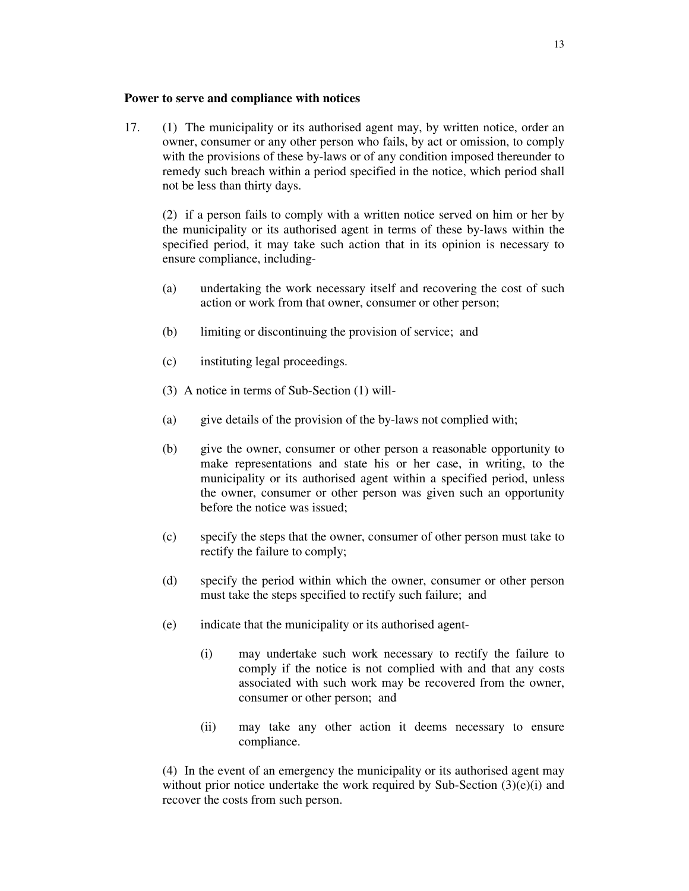**Power to serve and compliance with notices**

17. (1) The municipality or its authorised agent may, by written notice, order an owner, consumer or any other person who fails, by act or omission, to comply with the provisions of these by-laws or of any condition imposed thereunder to remedy such breach within a period specified in the notice, which period shall not be less than thirty days.

(2) if a person fails to comply with a written notice served on him or her by the municipality or its authorised agent in terms of these by-laws within the specified period, it may take such action that in its opinion is necessary to ensure compliance, including-

(a) undertaking the work necessary itself and recovering the cost of such action or work from that owner, consumer or other person;

(b) limiting or discontinuing the provision of service; and

(c) instituting legal proceedings.

(3) A notice in terms of Sub-Section (1) will-

(a) give details of the provision of the by-laws not complied with;

(b) give the owner, consumer or other person a reasonable opportunity to make representations and state his or her case, in writing, to the municipality or its authorised agent within a specified period, unless the owner, consumer or other person was given such an opportunity before the notice was issued;

(c) specify the steps that the owner, consumer of other person must take to rectify the failure to comply;

(d) specify the period within which the owner, consumer or other person must take the steps specified to rectify such failure; and

(e) indicate that the municipality or its authorised agent-

(i) may undertake such work necessary to rectify the failure to comply if the notice is not complied with and that any costs associated with such work may be recovered from the owner, consumer or other person; and

(ii) may take any other action it deems necessary to ensure compliance.

(4) In the event of an emergency the municipality or its authorised agent may without prior notice undertake the work required by Sub-Section (3)(e)(i) and recover the costs from such person.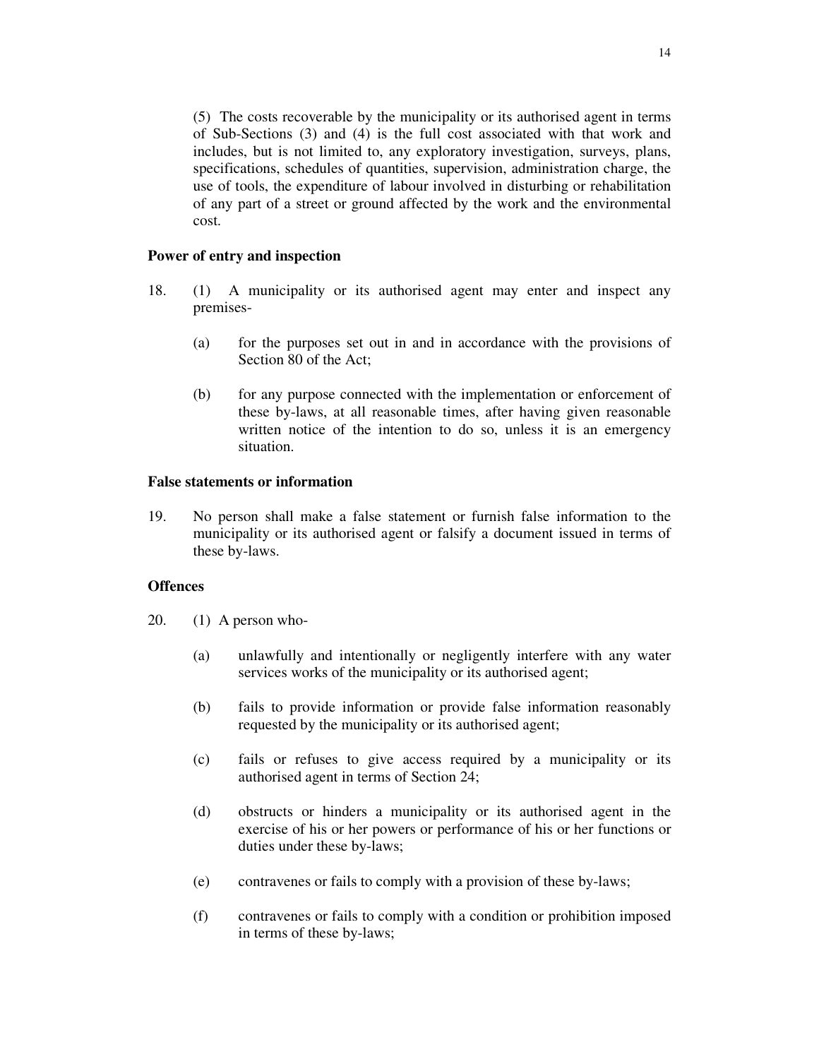(5) The costs recoverable by the municipality or its authorised agent in terms of Sub-Sections (3) and (4) is the full cost associated with that work and includes, but is not limited to, any exploratory investigation, surveys, plans, specifications, schedules of quantities, supervision, administration charge, the use of tools, the expenditure of labour involved in disturbing or rehabilitation of any part of a street or ground affected by the work and the environmental cost.

**Power of entry and inspection**

18. (1) A municipality or its authorised agent may enter and inspect any premises-

(a) for the purposes set out in and in accordance with the provisions of Section 80 of the Act;

(b) for any purpose connected with the implementation or enforcement of these by-laws, at all reasonable times, after having given reasonable written notice of the intention to do so, unless it is an emergency situation.

**False statements or information**

19. No person shall make a false statement or furnish false information to the municipality or its authorised agent or falsify a document issued in terms of these by-laws.

**Offences**

20. (1) A person who-

(a) unlawfully and intentionally or negligently interfere with any water services works of the municipality or its authorised agent;

(b) fails to provide information or provide false information reasonably requested by the municipality or its authorised agent;

(c) fails or refuses to give access required by a municipality or its authorised agent in terms of Section 24;

(d) obstructs or hinders a municipality or its authorised agent in the exercise of his or her powers or performance of his or her functions or duties under these by-laws;

(e) contravenes or fails to comply with a provision of these by-laws;

(f) contravenes or fails to comply with a condition or prohibition imposed in terms of these by-laws;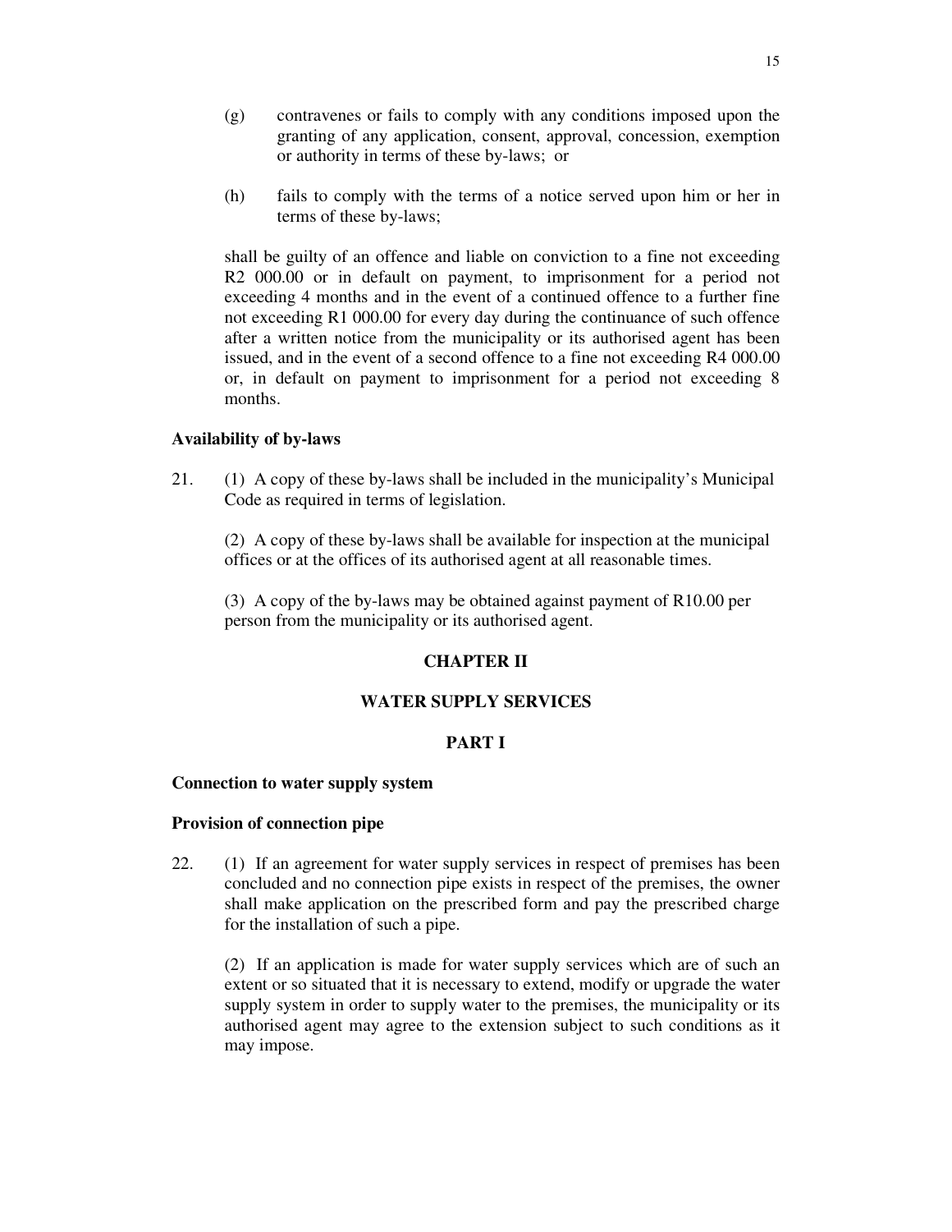(g) contravenes or fails to comply with any conditions imposed upon the granting of any application, consent, approval, concession, exemption or authority in terms of these by-laws; or

(h) fails to comply with the terms of a notice served upon him or her in terms of these by-laws;

shall be guilty of an offence and liable on conviction to a fine not exceeding R2 000.00 or in default on payment, to imprisonment for a period not exceeding 4 months and in the event of a continued offence to a further fine not exceeding R1 000.00 for every day during the continuance of such offence after a written notice from the municipality or its authorised agent has been issued, and in the event of a second offence to a fine not exceeding R4 000.00 or, in default on payment to imprisonment for a period not exceeding 8 months.

**Availability of by-laws**

21. (1) A copy of these by-laws shall be included in the municipality's Municipal Code as required in terms of legislation.

(2) A copy of these by-laws shall be available for inspection at the municipal offices or at the offices of its authorised agent at all reasonable times.

(3) A copy of the by-laws may be obtained against payment of R10.00 per person from the municipality or its authorised agent.

## CHAPTER II

## WATER SUPPLY SERVICES

## PART I

**Connection to water supply system**

**Provision of connection pipe**

22. (1) If an agreement for water supply services in respect of premises has been concluded and no connection pipe exists in respect of the premises, the owner shall make application on the prescribed form and pay the prescribed charge for the installation of such a pipe.

(2) If an application is made for water supply services which are of such an extent or so situated that it is necessary to extend, modify or upgrade the water supply system in order to supply water to the premises, the municipality or its authorised agent may agree to the extension subject to such conditions as it may impose.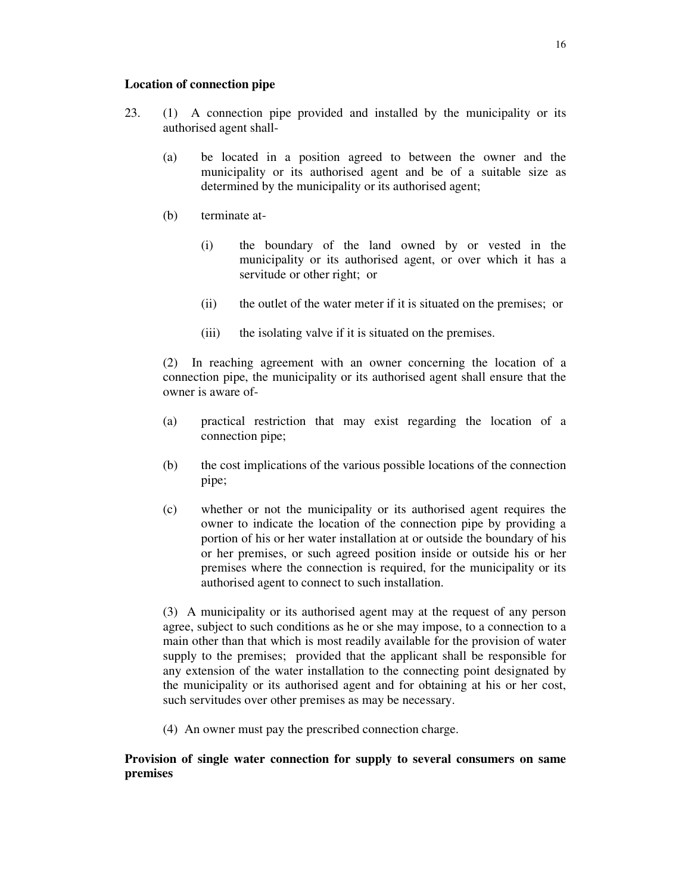**Location of connection pipe**

23. (1) A connection pipe provided and installed by the municipality or its authorised agent shall-

   (a) be located in a position agreed to between the owner and the municipality or its authorised agent and be of a suitable size as determined by the municipality or its authorised agent;

   (b) terminate at-

      (i) the boundary of the land owned by or vested in the municipality or its authorised agent, or over which it has a servitude or other right; or

      (ii) the outlet of the water meter if it is situated on the premises; or

      (iii) the isolating valve if it is situated on the premises.

   (2) In reaching agreement with an owner concerning the location of a connection pipe, the municipality or its authorised agent shall ensure that the owner is aware of-

   (a) practical restriction that may exist regarding the location of a connection pipe;

   (b) the cost implications of the various possible locations of the connection pipe;

   (c) whether or not the municipality or its authorised agent requires the owner to indicate the location of the connection pipe by providing a portion of his or her water installation at or outside the boundary of his or her premises, or such agreed position inside or outside his or her premises where the connection is required, for the municipality or its authorised agent to connect to such installation.

   (3) A municipality or its authorised agent may at the request of any person agree, subject to such conditions as he or she may impose, to a connection to a main other than that which is most readily available for the provision of water supply to the premises; provided that the applicant shall be responsible for any extension of the water installation to the connecting point designated by the municipality or its authorised agent and for obtaining at his or her cost, such servitudes over other premises as may be necessary.

   (4) An owner must pay the prescribed connection charge.

**Provision of single water connection for supply to several consumers on same premises**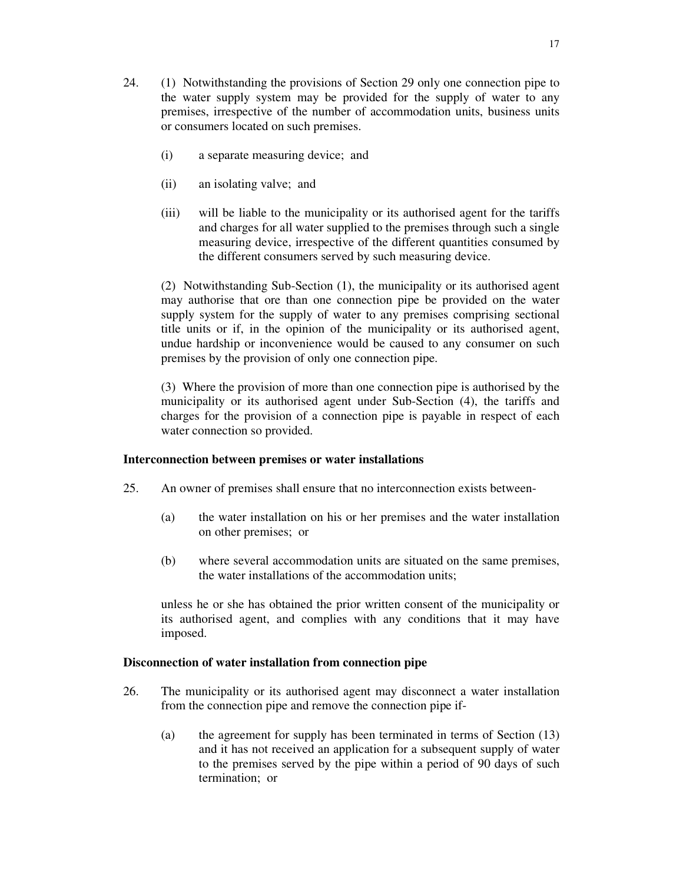24. (1) Notwithstanding the provisions of Section 29 only one connection pipe to the water supply system may be provided for the supply of water to any premises, irrespective of the number of accommodation units, business units or consumers located on such premises.

(i) a separate measuring device; and

(ii) an isolating valve; and

(iii) will be liable to the municipality or its authorised agent for the tariffs and charges for all water supplied to the premises through such a single measuring device, irrespective of the different quantities consumed by the different consumers served by such measuring device.

(2) Notwithstanding Sub-Section (1), the municipality or its authorised agent may authorise that ore than one connection pipe be provided on the water supply system for the supply of water to any premises comprising sectional title units or if, in the opinion of the municipality or its authorised agent, undue hardship or inconvenience would be caused to any consumer on such premises by the provision of only one connection pipe.

(3) Where the provision of more than one connection pipe is authorised by the municipality or its authorised agent under Sub-Section (4), the tariffs and charges for the provision of a connection pipe is payable in respect of each water connection so provided.

**Interconnection between premises or water installations**

25. An owner of premises shall ensure that no interconnection exists between-

(a) the water installation on his or her premises and the water installation on other premises; or

(b) where several accommodation units are situated on the same premises, the water installations of the accommodation units;

unless he or she has obtained the prior written consent of the municipality or its authorised agent, and complies with any conditions that it may have imposed.

**Disconnection of water installation from connection pipe**

26. The municipality or its authorised agent may disconnect a water installation from the connection pipe and remove the connection pipe if-

(a) the agreement for supply has been terminated in terms of Section (13) and it has not received an application for a subsequent supply of water to the premises served by the pipe within a period of 90 days of such termination; or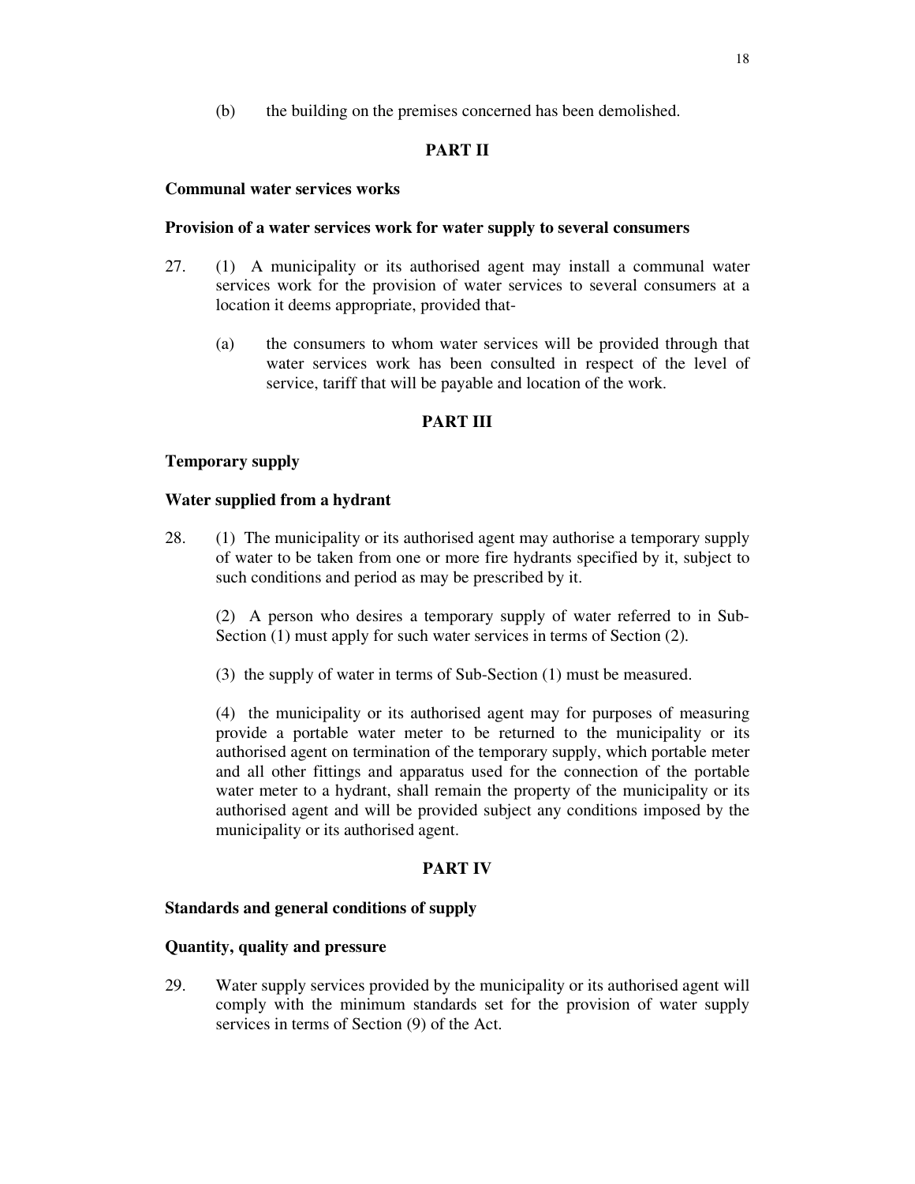(b) the building on the premises concerned has been demolished.

## PART II

**Communal water services works**

**Provision of a water services work for water supply to several consumers**

27. (1) A municipality or its authorised agent may install a communal water services work for the provision of water services to several consumers at a location it deems appropriate, provided that-

    (a) the consumers to whom water services will be provided through that water services work has been consulted in respect of the level of service, tariff that will be payable and location of the work.

## PART III

**Temporary supply**

**Water supplied from a hydrant**

28. (1) The municipality or its authorised agent may authorise a temporary supply of water to be taken from one or more fire hydrants specified by it, subject to such conditions and period as may be prescribed by it.

    (2) A person who desires a temporary supply of water referred to in Sub-Section (1) must apply for such water services in terms of Section (2).

    (3) the supply of water in terms of Sub-Section (1) must be measured.

    (4) the municipality or its authorised agent may for purposes of measuring provide a portable water meter to be returned to the municipality or its authorised agent on termination of the temporary supply, which portable meter and all other fittings and apparatus used for the connection of the portable water meter to a hydrant, shall remain the property of the municipality or its authorised agent and will be provided subject any conditions imposed by the municipality or its authorised agent.

## PART IV

**Standards and general conditions of supply**

**Quantity, quality and pressure**

29. Water supply services provided by the municipality or its authorised agent will comply with the minimum standards set for the provision of water supply services in terms of Section (9) of the Act.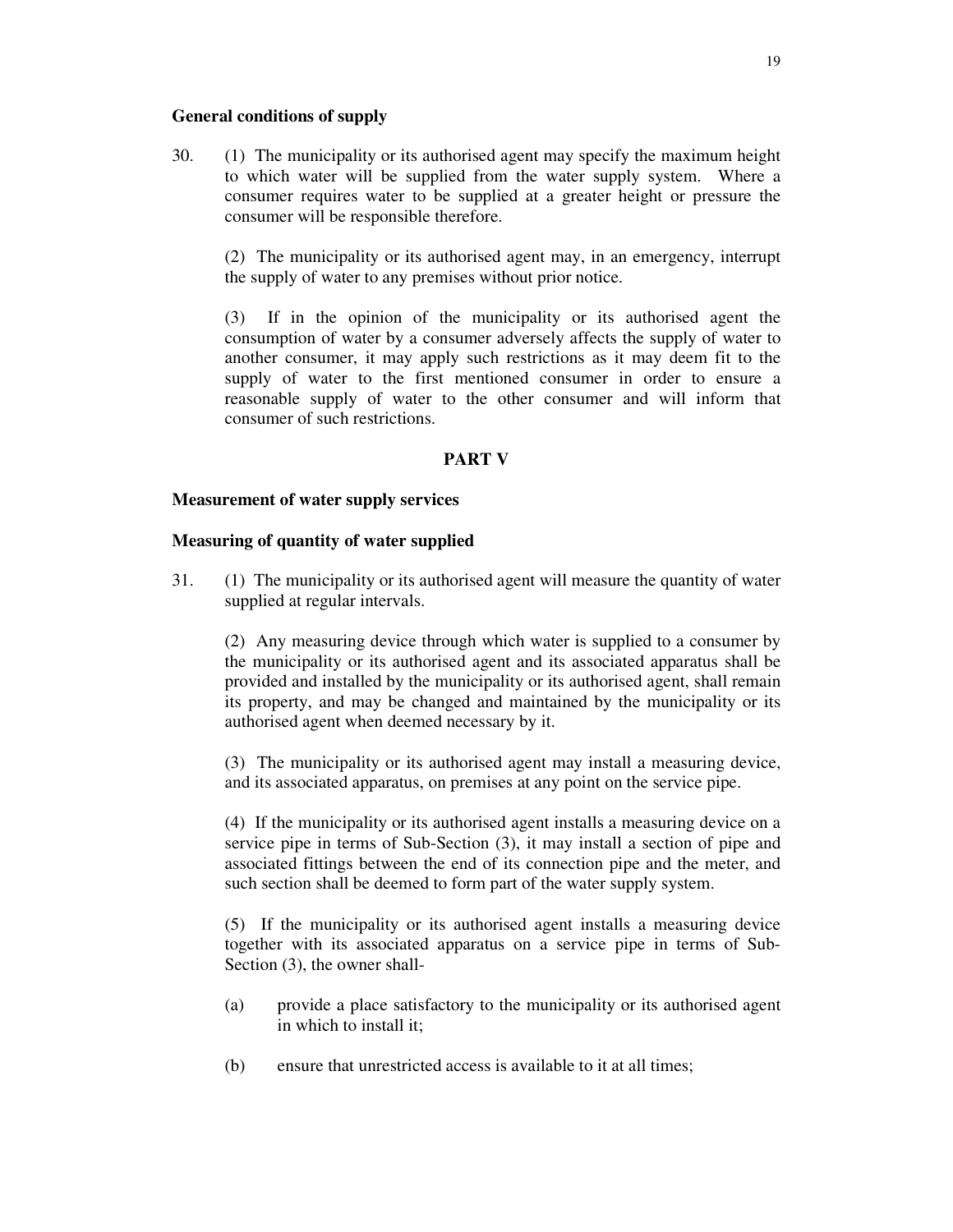**General conditions of supply**

30. (1) The municipality or its authorised agent may specify the maximum height to which water will be supplied from the water supply system. Where a consumer requires water to be supplied at a greater height or pressure the consumer will be responsible therefore.

(2) The municipality or its authorised agent may, in an emergency, interrupt the supply of water to any premises without prior notice.

(3) If in the opinion of the municipality or its authorised agent the consumption of water by a consumer adversely affects the supply of water to another consumer, it may apply such restrictions as it may deem fit to the supply of water to the first mentioned consumer in order to ensure a reasonable supply of water to the other consumer and will inform that consumer of such restrictions.

## PART V

**Measurement of water supply services**

**Measuring of quantity of water supplied**

31. (1) The municipality or its authorised agent will measure the quantity of water supplied at regular intervals.

(2) Any measuring device through which water is supplied to a consumer by the municipality or its authorised agent and its associated apparatus shall be provided and installed by the municipality or its authorised agent, shall remain its property, and may be changed and maintained by the municipality or its authorised agent when deemed necessary by it.

(3) The municipality or its authorised agent may install a measuring device, and its associated apparatus, on premises at any point on the service pipe.

(4) If the municipality or its authorised agent installs a measuring device on a service pipe in terms of Sub-Section (3), it may install a section of pipe and associated fittings between the end of its connection pipe and the meter, and such section shall be deemed to form part of the water supply system.

(5) If the municipality or its authorised agent installs a measuring device together with its associated apparatus on a service pipe in terms of Sub-Section (3), the owner shall-

(a) provide a place satisfactory to the municipality or its authorised agent in which to install it;

(b) ensure that unrestricted access is available to it at all times;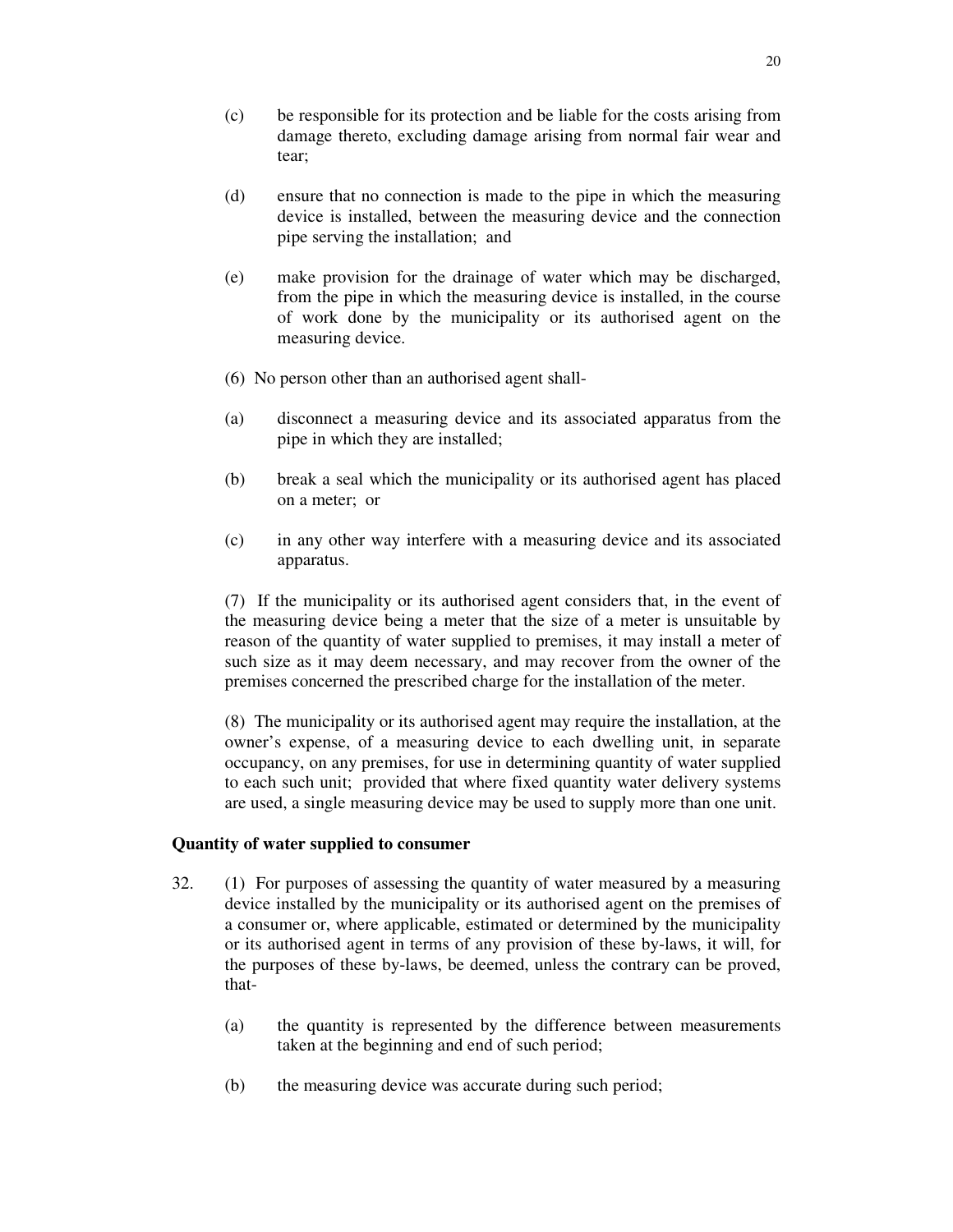(c) be responsible for its protection and be liable for the costs arising from damage thereto, excluding damage arising from normal fair wear and tear;

(d) ensure that no connection is made to the pipe in which the measuring device is installed, between the measuring device and the connection pipe serving the installation; and

(e) make provision for the drainage of water which may be discharged, from the pipe in which the measuring device is installed, in the course of work done by the municipality or its authorised agent on the measuring device.

(6) No person other than an authorised agent shall-

(a) disconnect a measuring device and its associated apparatus from the pipe in which they are installed;

(b) break a seal which the municipality or its authorised agent has placed on a meter; or

(c) in any other way interfere with a measuring device and its associated apparatus.

(7) If the municipality or its authorised agent considers that, in the event of the measuring device being a meter that the size of a meter is unsuitable by reason of the quantity of water supplied to premises, it may install a meter of such size as it may deem necessary, and may recover from the owner of the premises concerned the prescribed charge for the installation of the meter.

(8) The municipality or its authorised agent may require the installation, at the owner's expense, of a measuring device to each dwelling unit, in separate occupancy, on any premises, for use in determining quantity of water supplied to each such unit; provided that where fixed quantity water delivery systems are used, a single measuring device may be used to supply more than one unit.

**Quantity of water supplied to consumer**

32. (1) For purposes of assessing the quantity of water measured by a measuring device installed by the municipality or its authorised agent on the premises of a consumer or, where applicable, estimated or determined by the municipality or its authorised agent in terms of any provision of these by-laws, it will, for the purposes of these by-laws, be deemed, unless the contrary can be proved, that-

(a) the quantity is represented by the difference between measurements taken at the beginning and end of such period;

(b) the measuring device was accurate during such period;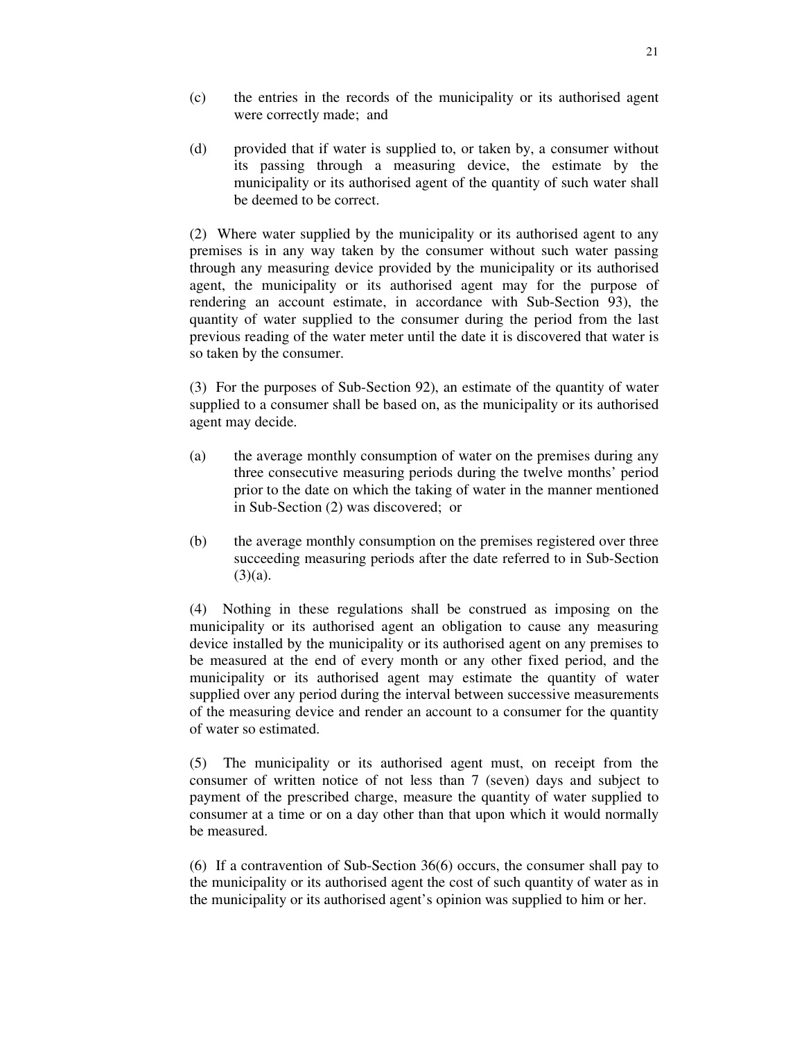(c) the entries in the records of the municipality or its authorised agent were correctly made; and

(d) provided that if water is supplied to, or taken by, a consumer without its passing through a measuring device, the estimate by the municipality or its authorised agent of the quantity of such water shall be deemed to be correct.

(2) Where water supplied by the municipality or its authorised agent to any premises is in any way taken by the consumer without such water passing through any measuring device provided by the municipality or its authorised agent, the municipality or its authorised agent may for the purpose of rendering an account estimate, in accordance with Sub-Section 93), the quantity of water supplied to the consumer during the period from the last previous reading of the water meter until the date it is discovered that water is so taken by the consumer.

(3) For the purposes of Sub-Section 92), an estimate of the quantity of water supplied to a consumer shall be based on, as the municipality or its authorised agent may decide.

(a) the average monthly consumption of water on the premises during any three consecutive measuring periods during the twelve months' period prior to the date on which the taking of water in the manner mentioned in Sub-Section (2) was discovered; or

(b) the average monthly consumption on the premises registered over three succeeding measuring periods after the date referred to in Sub-Section (3)(a).

(4) Nothing in these regulations shall be construed as imposing on the municipality or its authorised agent an obligation to cause any measuring device installed by the municipality or its authorised agent on any premises to be measured at the end of every month or any other fixed period, and the municipality or its authorised agent may estimate the quantity of water supplied over any period during the interval between successive measurements of the measuring device and render an account to a consumer for the quantity of water so estimated.

(5) The municipality or its authorised agent must, on receipt from the consumer of written notice of not less than 7 (seven) days and subject to payment of the prescribed charge, measure the quantity of water supplied to consumer at a time or on a day other than that upon which it would normally be measured.

(6) If a contravention of Sub-Section 36(6) occurs, the consumer shall pay to the municipality or its authorised agent the cost of such quantity of water as in the municipality or its authorised agent's opinion was supplied to him or her.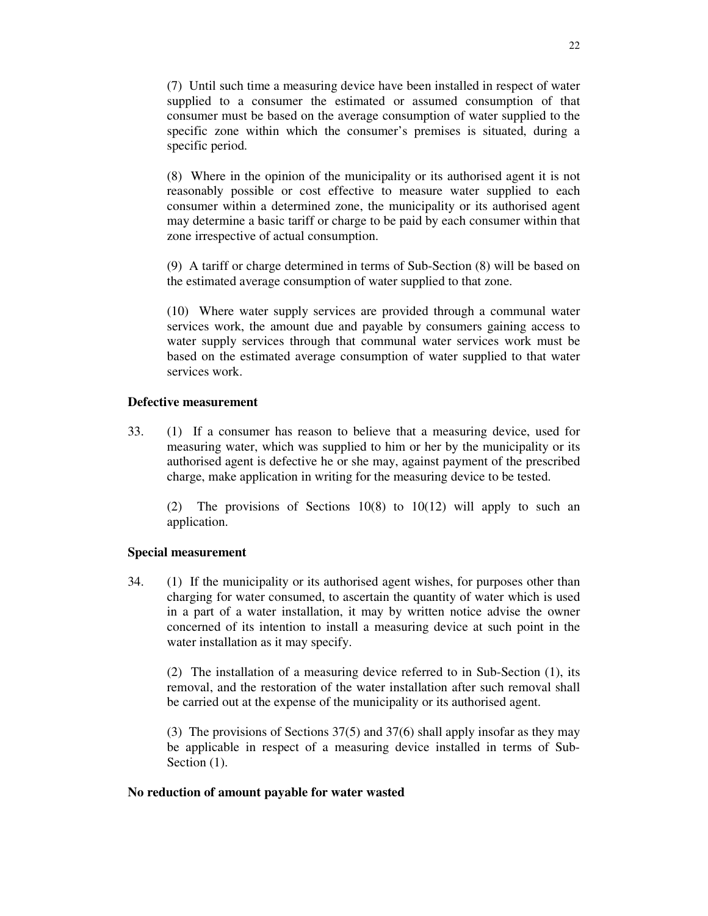(7) Until such time a measuring device have been installed in respect of water supplied to a consumer the estimated or assumed consumption of that consumer must be based on the average consumption of water supplied to the specific zone within which the consumer's premises is situated, during a specific period.

(8) Where in the opinion of the municipality or its authorised agent it is not reasonably possible or cost effective to measure water supplied to each consumer within a determined zone, the municipality or its authorised agent may determine a basic tariff or charge to be paid by each consumer within that zone irrespective of actual consumption.

(9) A tariff or charge determined in terms of Sub-Section (8) will be based on the estimated average consumption of water supplied to that zone.

(10) Where water supply services are provided through a communal water services work, the amount due and payable by consumers gaining access to water supply services through that communal water services work must be based on the estimated average consumption of water supplied to that water services work.

**Defective measurement**

33. (1) If a consumer has reason to believe that a measuring device, used for measuring water, which was supplied to him or her by the municipality or its authorised agent is defective he or she may, against payment of the prescribed charge, make application in writing for the measuring device to be tested.

(2) The provisions of Sections 10(8) to 10(12) will apply to such an application.

**Special measurement**

34. (1) If the municipality or its authorised agent wishes, for purposes other than charging for water consumed, to ascertain the quantity of water which is used in a part of a water installation, it may by written notice advise the owner concerned of its intention to install a measuring device at such point in the water installation as it may specify.

(2) The installation of a measuring device referred to in Sub-Section (1), its removal, and the restoration of the water installation after such removal shall be carried out at the expense of the municipality or its authorised agent.

(3) The provisions of Sections 37(5) and 37(6) shall apply insofar as they may be applicable in respect of a measuring device installed in terms of Sub-Section (1).

**No reduction of amount payable for water wasted**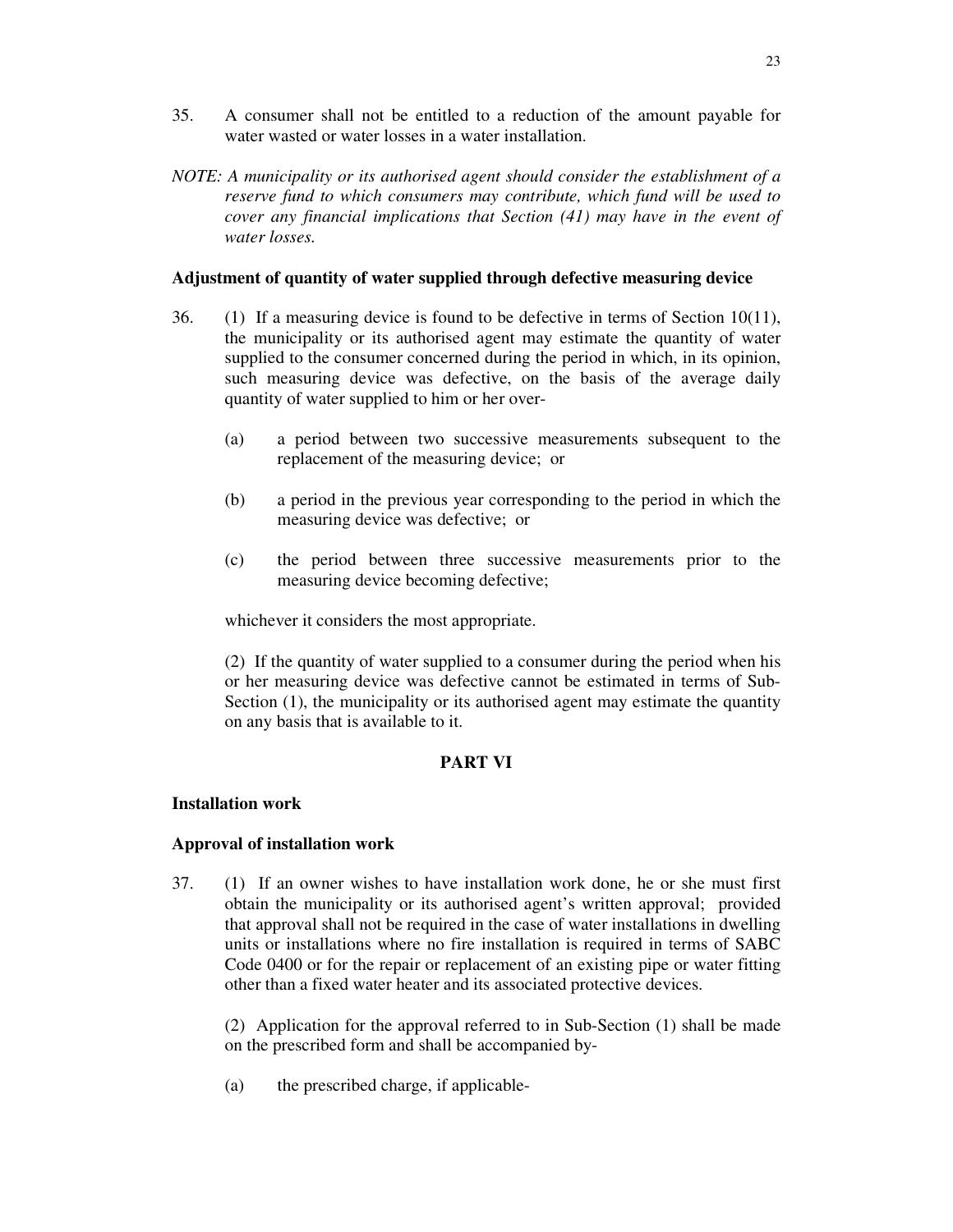35. A consumer shall not be entitled to a reduction of the amount payable for water wasted or water losses in a water installation.

*NOTE: A municipality or its authorised agent should consider the establishment of a reserve fund to which consumers may contribute, which fund will be used to cover any financial implications that Section (41) may have in the event of water losses.*

**Adjustment of quantity of water supplied through defective measuring device**

36. (1) If a measuring device is found to be defective in terms of Section 10(11), the municipality or its authorised agent may estimate the quantity of water supplied to the consumer concerned during the period in which, in its opinion, such measuring device was defective, on the basis of the average daily quantity of water supplied to him or her over-

(a) a period between two successive measurements subsequent to the replacement of the measuring device; or

(b) a period in the previous year corresponding to the period in which the measuring device was defective; or

(c) the period between three successive measurements prior to the measuring device becoming defective;

whichever it considers the most appropriate.

(2) If the quantity of water supplied to a consumer during the period when his or her measuring device was defective cannot be estimated in terms of Sub-Section (1), the municipality or its authorised agent may estimate the quantity on any basis that is available to it.

## PART VI

**Installation work**

**Approval of installation work**

37. (1) If an owner wishes to have installation work done, he or she must first obtain the municipality or its authorised agent's written approval; provided that approval shall not be required in the case of water installations in dwelling units or installations where no fire installation is required in terms of SABC Code 0400 or for the repair or replacement of an existing pipe or water fitting other than a fixed water heater and its associated protective devices.

(2) Application for the approval referred to in Sub-Section (1) shall be made on the prescribed form and shall be accompanied by-

(a) the prescribed charge, if applicable-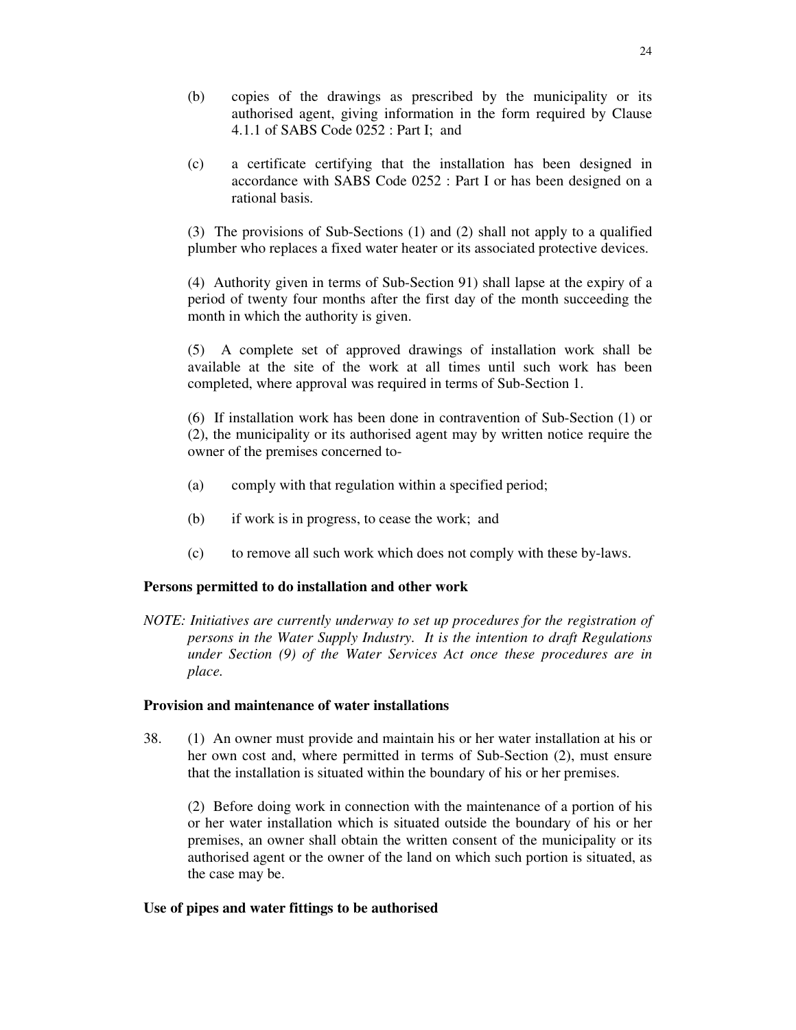(b) copies of the drawings as prescribed by the municipality or its authorised agent, giving information in the form required by Clause 4.1.1 of SABS Code 0252 : Part I; and

(c) a certificate certifying that the installation has been designed in accordance with SABS Code 0252 : Part I or has been designed on a rational basis.

(3) The provisions of Sub-Sections (1) and (2) shall not apply to a qualified plumber who replaces a fixed water heater or its associated protective devices.

(4) Authority given in terms of Sub-Section 91) shall lapse at the expiry of a period of twenty four months after the first day of the month succeeding the month in which the authority is given.

(5) A complete set of approved drawings of installation work shall be available at the site of the work at all times until such work has been completed, where approval was required in terms of Sub-Section 1.

(6) If installation work has been done in contravention of Sub-Section (1) or (2), the municipality or its authorised agent may by written notice require the owner of the premises concerned to-

(a) comply with that regulation within a specified period;

(b) if work is in progress, to cease the work; and

(c) to remove all such work which does not comply with these by-laws.

**Persons permitted to do installation and other work**

*NOTE: Initiatives are currently underway to set up procedures for the registration of persons in the Water Supply Industry. It is the intention to draft Regulations under Section (9) of the Water Services Act once these procedures are in place.*

**Provision and maintenance of water installations**

38. (1) An owner must provide and maintain his or her water installation at his or her own cost and, where permitted in terms of Sub-Section (2), must ensure that the installation is situated within the boundary of his or her premises.

(2) Before doing work in connection with the maintenance of a portion of his or her water installation which is situated outside the boundary of his or her premises, an owner shall obtain the written consent of the municipality or its authorised agent or the owner of the land on which such portion is situated, as the case may be.

**Use of pipes and water fittings to be authorised**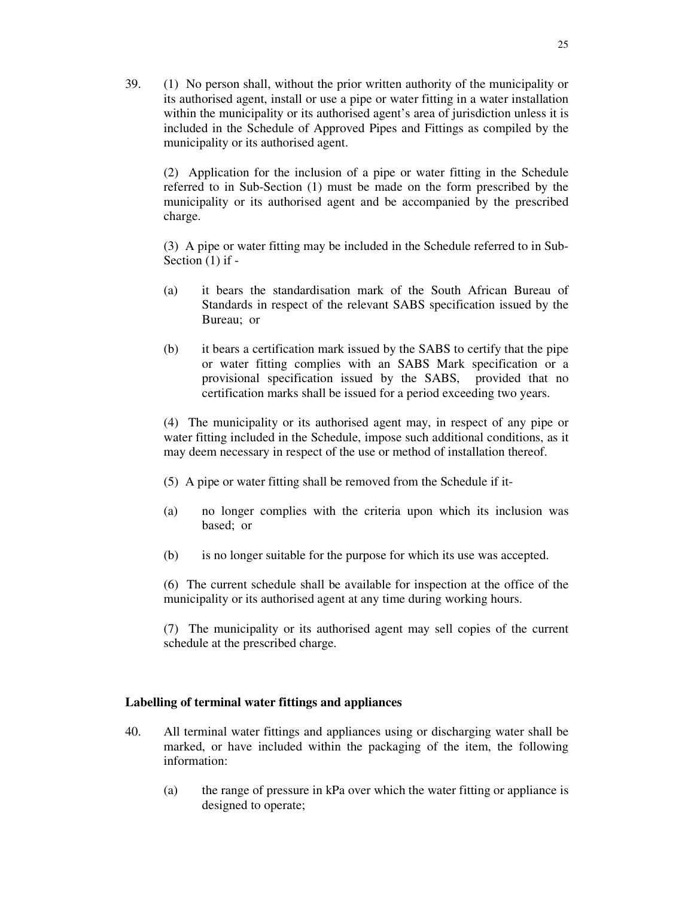39. (1) No person shall, without the prior written authority of the municipality or its authorised agent, install or use a pipe or water fitting in a water installation within the municipality or its authorised agent's area of jurisdiction unless it is included in the Schedule of Approved Pipes and Fittings as compiled by the municipality or its authorised agent.

(2) Application for the inclusion of a pipe or water fitting in the Schedule referred to in Sub-Section (1) must be made on the form prescribed by the municipality or its authorised agent and be accompanied by the prescribed charge.

(3) A pipe or water fitting may be included in the Schedule referred to in Sub-Section (1) if -

(a) it bears the standardisation mark of the South African Bureau of Standards in respect of the relevant SABS specification issued by the Bureau; or

(b) it bears a certification mark issued by the SABS to certify that the pipe or water fitting complies with an SABS Mark specification or a provisional specification issued by the SABS, provided that no certification marks shall be issued for a period exceeding two years.

(4) The municipality or its authorised agent may, in respect of any pipe or water fitting included in the Schedule, impose such additional conditions, as it may deem necessary in respect of the use or method of installation thereof.

(5) A pipe or water fitting shall be removed from the Schedule if it-

(a) no longer complies with the criteria upon which its inclusion was based; or

(b) is no longer suitable for the purpose for which its use was accepted.

(6) The current schedule shall be available for inspection at the office of the municipality or its authorised agent at any time during working hours.

(7) The municipality or its authorised agent may sell copies of the current schedule at the prescribed charge.

**Labelling of terminal water fittings and appliances**

40. All terminal water fittings and appliances using or discharging water shall be marked, or have included within the packaging of the item, the following information:

(a) the range of pressure in kPa over which the water fitting or appliance is designed to operate;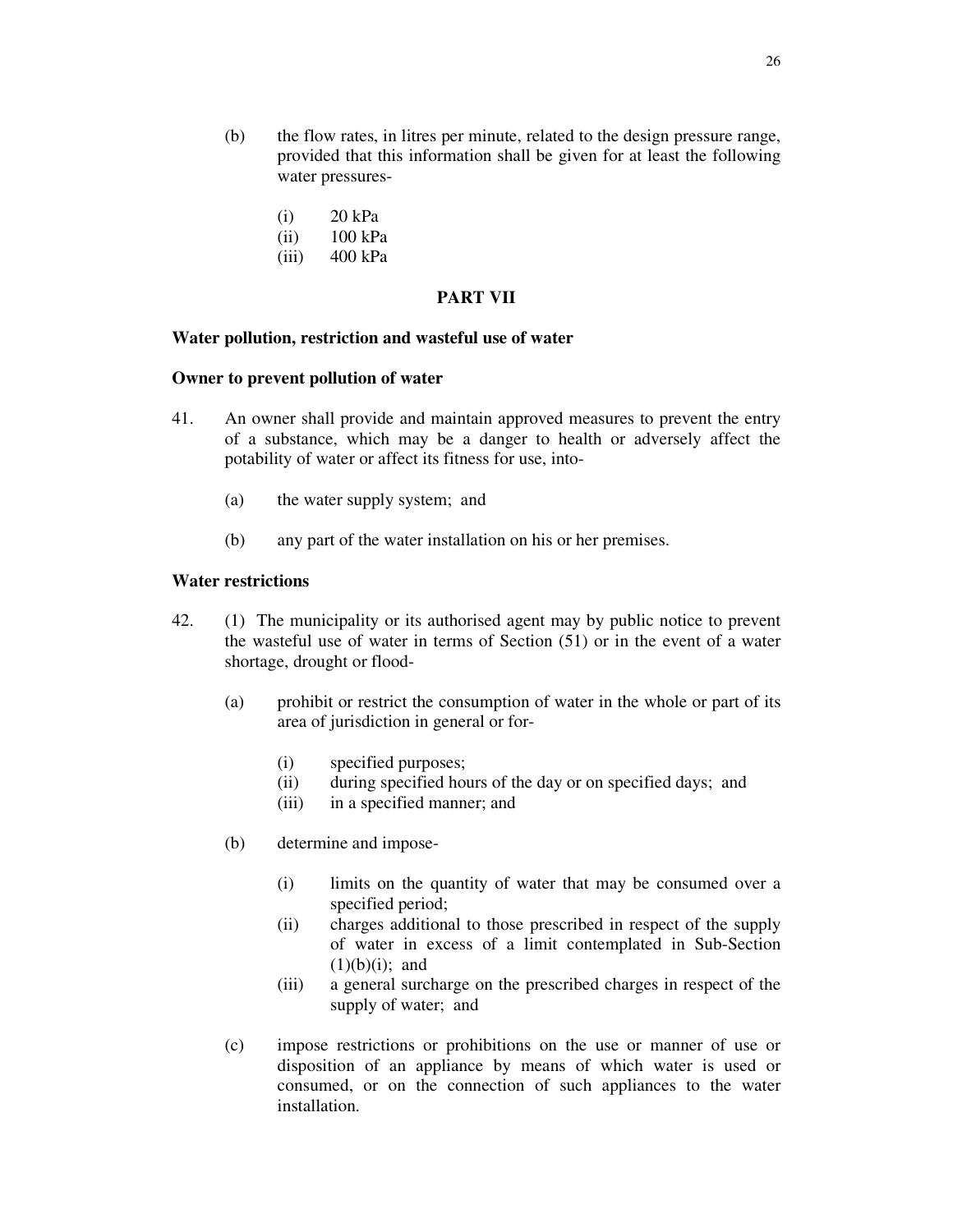(b) the flow rates, in litres per minute, related to the design pressure range, provided that this information shall be given for at least the following water pressures-

   (i) 20 kPa
   (ii) 100 kPa
   (iii) 400 kPa

## PART VII

### Water pollution, restriction and wasteful use of water

### Owner to prevent pollution of water

41. An owner shall provide and maintain approved measures to prevent the entry of a substance, which may be a danger to health or adversely affect the potability of water or affect its fitness for use, into-

   (a) the water supply system; and

   (b) any part of the water installation on his or her premises.

### Water restrictions

42. (1) The municipality or its authorised agent may by public notice to prevent the wasteful use of water in terms of Section (51) or in the event of a water shortage, drought or flood-

   (a) prohibit or restrict the consumption of water in the whole or part of its area of jurisdiction in general or for-

      (i) specified purposes;
      (ii) during specified hours of the day or on specified days; and
      (iii) in a specified manner; and

   (b) determine and impose-

      (i) limits on the quantity of water that may be consumed over a specified period;
      (ii) charges additional to those prescribed in respect of the supply of water in excess of a limit contemplated in Sub-Section (1)(b)(i); and
      (iii) a general surcharge on the prescribed charges in respect of the supply of water; and

   (c) impose restrictions or prohibitions on the use or manner of use or disposition of an appliance by means of which water is used or consumed, or on the connection of such appliances to the water installation.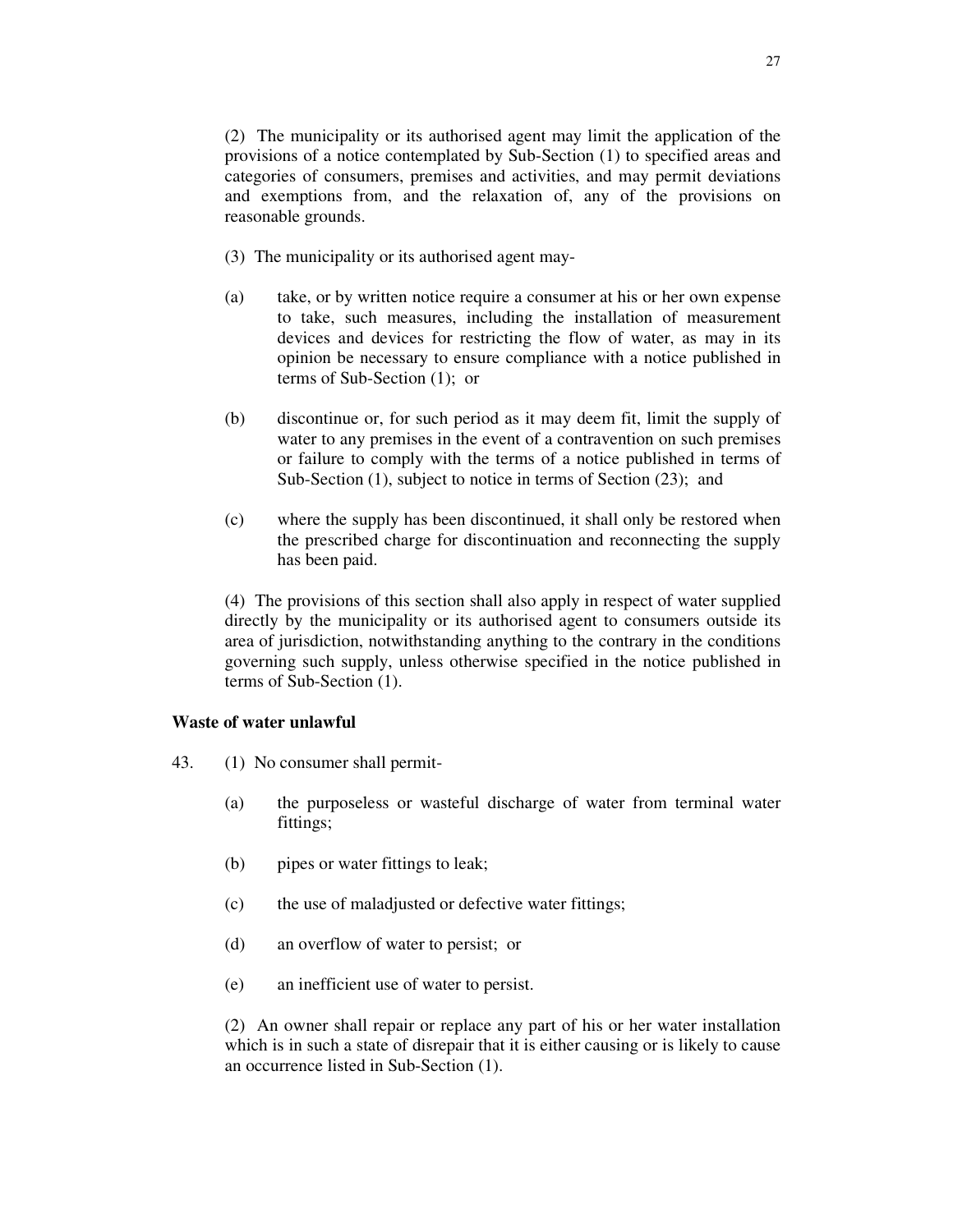(2) The municipality or its authorised agent may limit the application of the provisions of a notice contemplated by Sub-Section (1) to specified areas and categories of consumers, premises and activities, and may permit deviations and exemptions from, and the relaxation of, any of the provisions on reasonable grounds.

(3) The municipality or its authorised agent may-

(a) take, or by written notice require a consumer at his or her own expense to take, such measures, including the installation of measurement devices and devices for restricting the flow of water, as may in its opinion be necessary to ensure compliance with a notice published in terms of Sub-Section (1); or

(b) discontinue or, for such period as it may deem fit, limit the supply of water to any premises in the event of a contravention on such premises or failure to comply with the terms of a notice published in terms of Sub-Section (1), subject to notice in terms of Section (23); and

(c) where the supply has been discontinued, it shall only be restored when the prescribed charge for discontinuation and reconnecting the supply has been paid.

(4) The provisions of this section shall also apply in respect of water supplied directly by the municipality or its authorised agent to consumers outside its area of jurisdiction, notwithstanding anything to the contrary in the conditions governing such supply, unless otherwise specified in the notice published in terms of Sub-Section (1).

**Waste of water unlawful**

43. (1) No consumer shall permit-

(a) the purposeless or wasteful discharge of water from terminal water fittings;

(b) pipes or water fittings to leak;

(c) the use of maladjusted or defective water fittings;

(d) an overflow of water to persist; or

(e) an inefficient use of water to persist.

(2) An owner shall repair or replace any part of his or her water installation which is in such a state of disrepair that it is either causing or is likely to cause an occurrence listed in Sub-Section (1).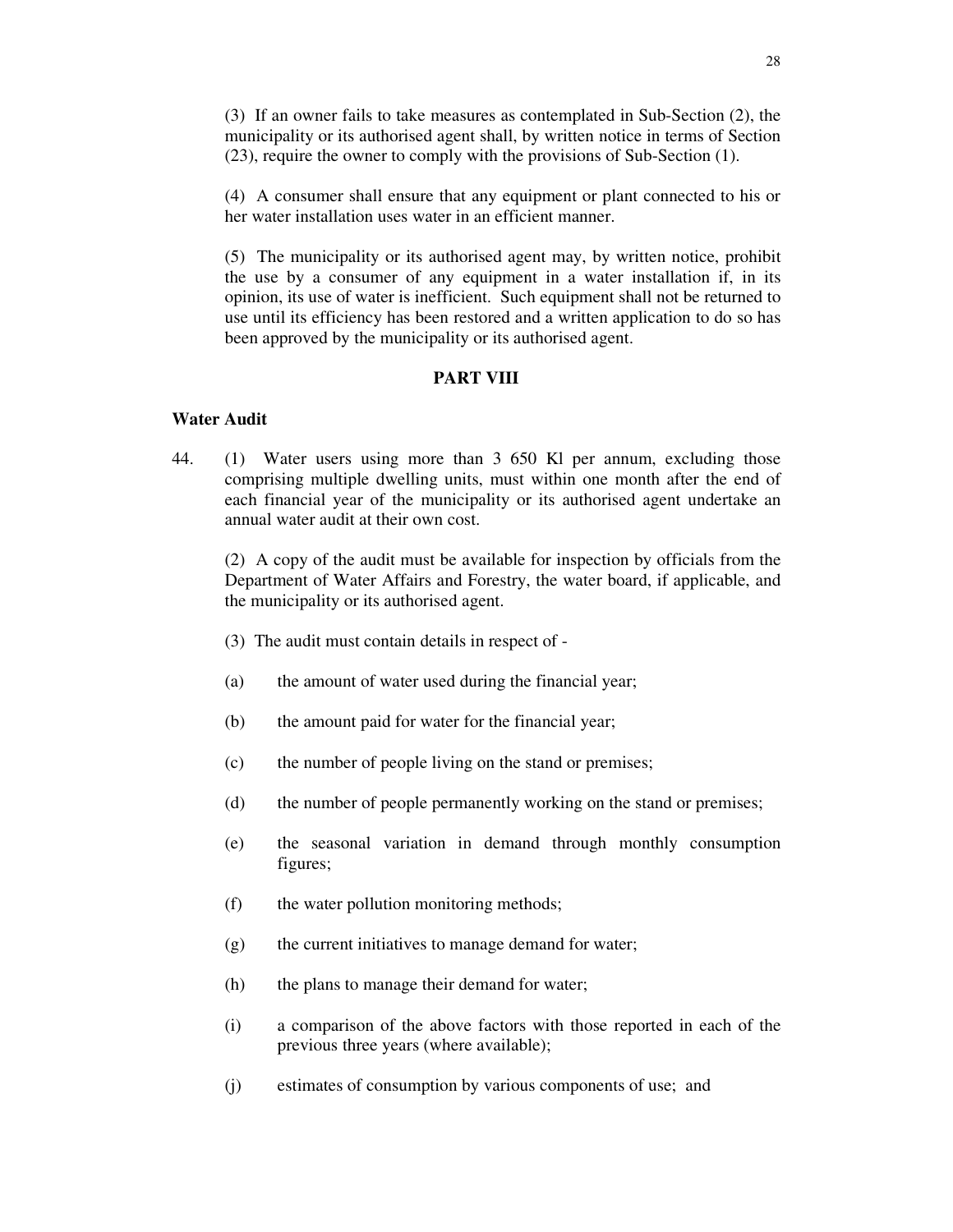(3) If an owner fails to take measures as contemplated in Sub-Section (2), the municipality or its authorised agent shall, by written notice in terms of Section (23), require the owner to comply with the provisions of Sub-Section (1).

(4) A consumer shall ensure that any equipment or plant connected to his or her water installation uses water in an efficient manner.

(5) The municipality or its authorised agent may, by written notice, prohibit the use by a consumer of any equipment in a water installation if, in its opinion, its use of water is inefficient. Such equipment shall not be returned to use until its efficiency has been restored and a written application to do so has been approved by the municipality or its authorised agent.

## PART VIII

**Water Audit**

44. (1) Water users using more than 3 650 Kl per annum, excluding those comprising multiple dwelling units, must within one month after the end of each financial year of the municipality or its authorised agent undertake an annual water audit at their own cost.

(2) A copy of the audit must be available for inspection by officials from the Department of Water Affairs and Forestry, the water board, if applicable, and the municipality or its authorised agent.

(3) The audit must contain details in respect of -

(a) the amount of water used during the financial year;

(b) the amount paid for water for the financial year;

(c) the number of people living on the stand or premises;

(d) the number of people permanently working on the stand or premises;

(e) the seasonal variation in demand through monthly consumption figures;

(f) the water pollution monitoring methods;

(g) the current initiatives to manage demand for water;

(h) the plans to manage their demand for water;

(i) a comparison of the above factors with those reported in each of the previous three years (where available);

(j) estimates of consumption by various components of use; and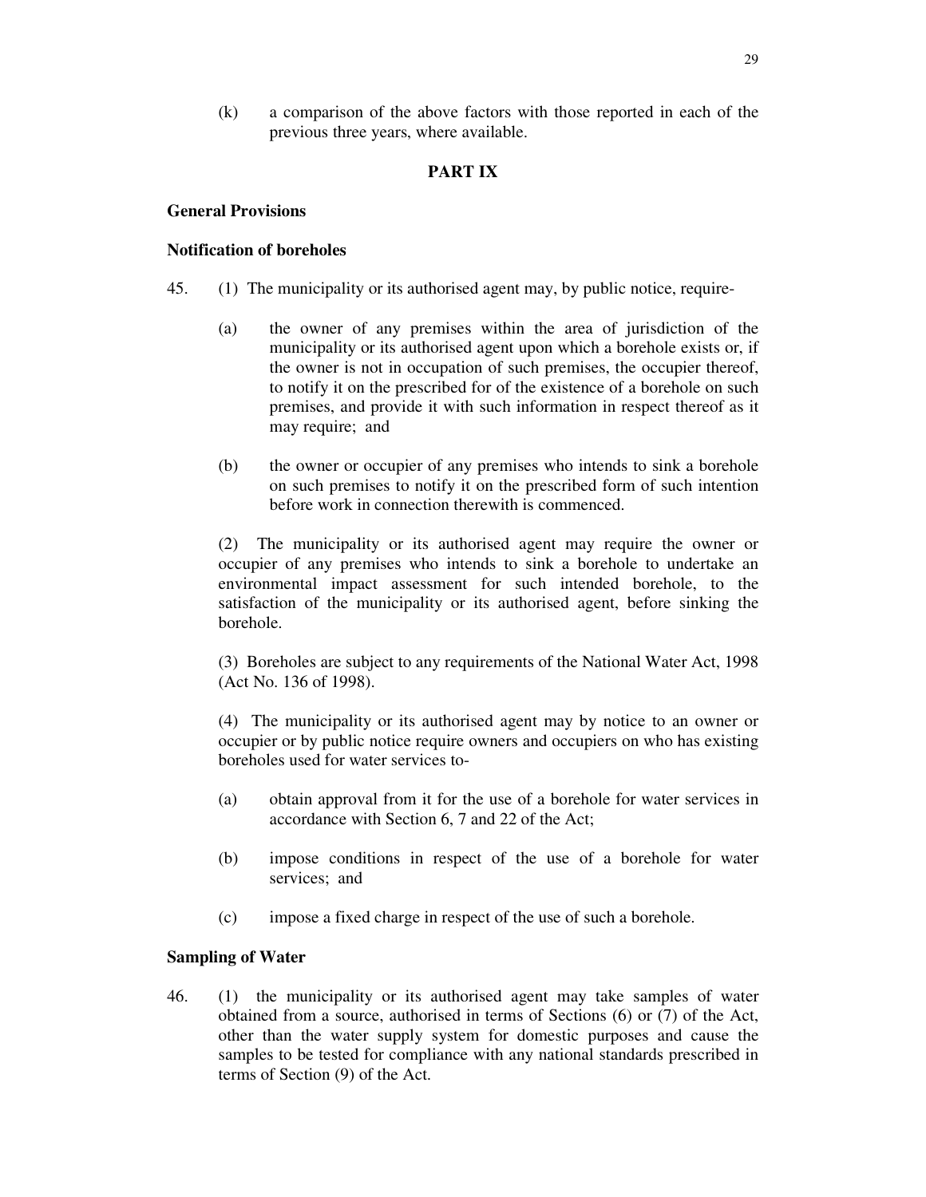(k) a comparison of the above factors with those reported in each of the previous three years, where available.

## PART IX

### General Provisions

### Notification of boreholes

45. (1) The municipality or its authorised agent may, by public notice, require-

(a) the owner of any premises within the area of jurisdiction of the municipality or its authorised agent upon which a borehole exists or, if the owner is not in occupation of such premises, the occupier thereof, to notify it on the prescribed for of the existence of a borehole on such premises, and provide it with such information in respect thereof as it may require; and

(b) the owner or occupier of any premises who intends to sink a borehole on such premises to notify it on the prescribed form of such intention before work in connection therewith is commenced.

(2) The municipality or its authorised agent may require the owner or occupier of any premises who intends to sink a borehole to undertake an environmental impact assessment for such intended borehole, to the satisfaction of the municipality or its authorised agent, before sinking the borehole.

(3) Boreholes are subject to any requirements of the National Water Act, 1998 (Act No. 136 of 1998).

(4) The municipality or its authorised agent may by notice to an owner or occupier or by public notice require owners and occupiers on who has existing boreholes used for water services to-

(a) obtain approval from it for the use of a borehole for water services in accordance with Section 6, 7 and 22 of the Act;

(b) impose conditions in respect of the use of a borehole for water services; and

(c) impose a fixed charge in respect of the use of such a borehole.

### Sampling of Water

46. (1) the municipality or its authorised agent may take samples of water obtained from a source, authorised in terms of Sections (6) or (7) of the Act, other than the water supply system for domestic purposes and cause the samples to be tested for compliance with any national standards prescribed in terms of Section (9) of the Act.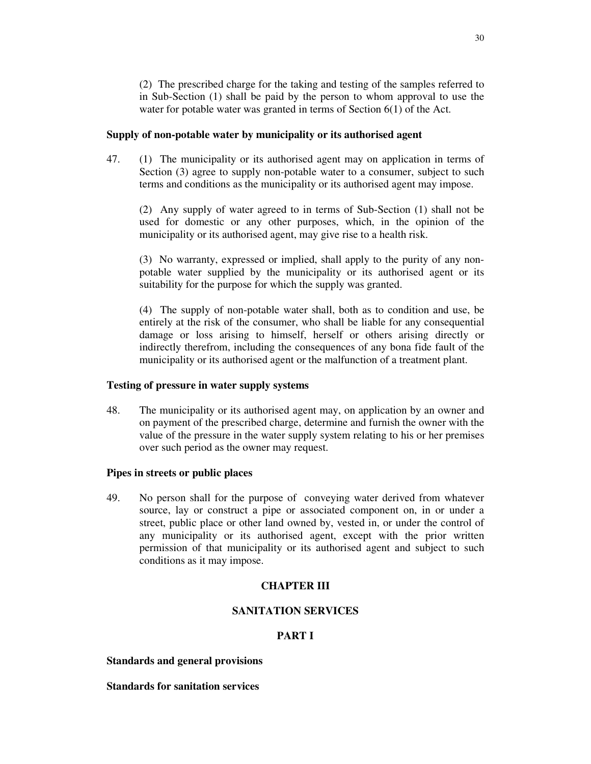(2) The prescribed charge for the taking and testing of the samples referred to in Sub-Section (1) shall be paid by the person to whom approval to use the water for potable water was granted in terms of Section 6(1) of the Act.

**Supply of non-potable water by municipality or its authorised agent**

47. (1) The municipality or its authorised agent may on application in terms of Section (3) agree to supply non-potable water to a consumer, subject to such terms and conditions as the municipality or its authorised agent may impose.

(2) Any supply of water agreed to in terms of Sub-Section (1) shall not be used for domestic or any other purposes, which, in the opinion of the municipality or its authorised agent, may give rise to a health risk.

(3) No warranty, expressed or implied, shall apply to the purity of any non-potable water supplied by the municipality or its authorised agent or its suitability for the purpose for which the supply was granted.

(4) The supply of non-potable water shall, both as to condition and use, be entirely at the risk of the consumer, who shall be liable for any consequential damage or loss arising to himself, herself or others arising directly or indirectly therefrom, including the consequences of any bona fide fault of the municipality or its authorised agent or the malfunction of a treatment plant.

**Testing of pressure in water supply systems**

48. The municipality or its authorised agent may, on application by an owner and on payment of the prescribed charge, determine and furnish the owner with the value of the pressure in the water supply system relating to his or her premises over such period as the owner may request.

**Pipes in streets or public places**

49. No person shall for the purpose of conveying water derived from whatever source, lay or construct a pipe or associated component on, in or under a street, public place or other land owned by, vested in, or under the control of any municipality or its authorised agent, except with the prior written permission of that municipality or its authorised agent and subject to such conditions as it may impose.

## CHAPTER III

## SANITATION SERVICES

## PART I

**Standards and general provisions**

**Standards for sanitation services**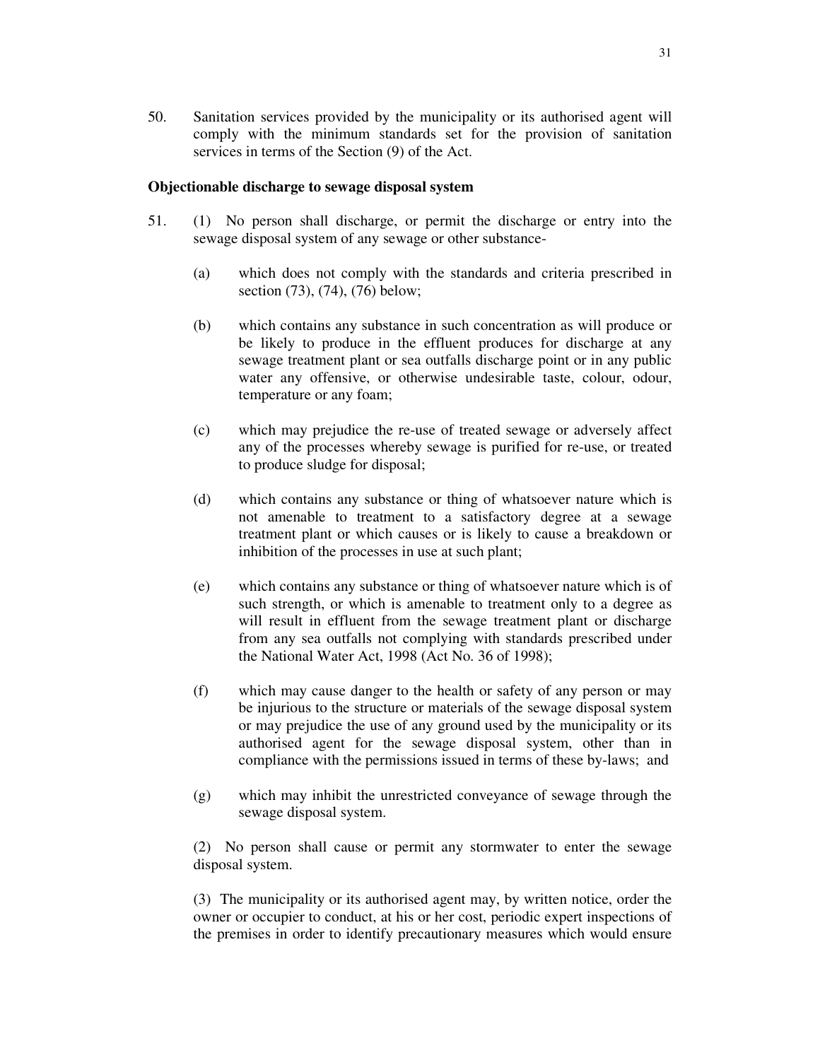50. Sanitation services provided by the municipality or its authorised agent will comply with the minimum standards set for the provision of sanitation services in terms of the Section (9) of the Act.

**Objectionable discharge to sewage disposal system**

51. (1) No person shall discharge, or permit the discharge or entry into the sewage disposal system of any sewage or other substance-

(a) which does not comply with the standards and criteria prescribed in section (73), (74), (76) below;

(b) which contains any substance in such concentration as will produce or be likely to produce in the effluent produces for discharge at any sewage treatment plant or sea outfalls discharge point or in any public water any offensive, or otherwise undesirable taste, colour, odour, temperature or any foam;

(c) which may prejudice the re-use of treated sewage or adversely affect any of the processes whereby sewage is purified for re-use, or treated to produce sludge for disposal;

(d) which contains any substance or thing of whatsoever nature which is not amenable to treatment to a satisfactory degree at a sewage treatment plant or which causes or is likely to cause a breakdown or inhibition of the processes in use at such plant;

(e) which contains any substance or thing of whatsoever nature which is of such strength, or which is amenable to treatment only to a degree as will result in effluent from the sewage treatment plant or discharge from any sea outfalls not complying with standards prescribed under the National Water Act, 1998 (Act No. 36 of 1998);

(f) which may cause danger to the health or safety of any person or may be injurious to the structure or materials of the sewage disposal system or may prejudice the use of any ground used by the municipality or its authorised agent for the sewage disposal system, other than in compliance with the permissions issued in terms of these by-laws; and

(g) which may inhibit the unrestricted conveyance of sewage through the sewage disposal system.

(2) No person shall cause or permit any stormwater to enter the sewage disposal system.

(3) The municipality or its authorised agent may, by written notice, order the owner or occupier to conduct, at his or her cost, periodic expert inspections of the premises in order to identify precautionary measures which would ensure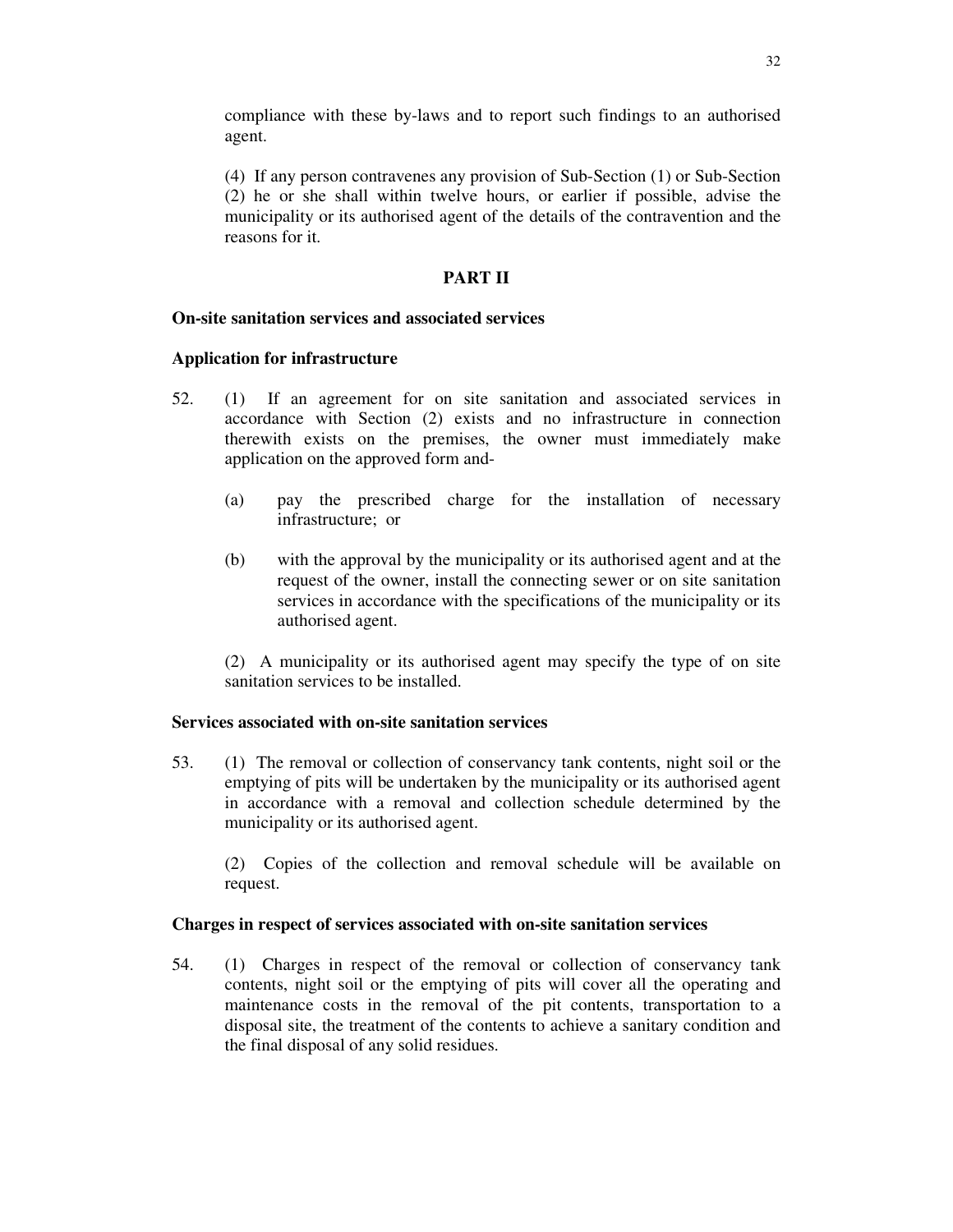compliance with these by-laws and to report such findings to an authorised agent.

(4) If any person contravenes any provision of Sub-Section (1) or Sub-Section (2) he or she shall within twelve hours, or earlier if possible, advise the municipality or its authorised agent of the details of the contravention and the reasons for it.

## PART II

### On-site sanitation services and associated services

#### Application for infrastructure

52. (1) If an agreement for on site sanitation and associated services in accordance with Section (2) exists and no infrastructure in connection therewith exists on the premises, the owner must immediately make application on the approved form and-

    (a) pay the prescribed charge for the installation of necessary infrastructure; or

    (b) with the approval by the municipality or its authorised agent and at the request of the owner, install the connecting sewer or on site sanitation services in accordance with the specifications of the municipality or its authorised agent.

    (2) A municipality or its authorised agent may specify the type of on site sanitation services to be installed.

#### Services associated with on-site sanitation services

53. (1) The removal or collection of conservancy tank contents, night soil or the emptying of pits will be undertaken by the municipality or its authorised agent in accordance with a removal and collection schedule determined by the municipality or its authorised agent.

    (2) Copies of the collection and removal schedule will be available on request.

#### Charges in respect of services associated with on-site sanitation services

54. (1) Charges in respect of the removal or collection of conservancy tank contents, night soil or the emptying of pits will cover all the operating and maintenance costs in the removal of the pit contents, transportation to a disposal site, the treatment of the contents to achieve a sanitary condition and the final disposal of any solid residues.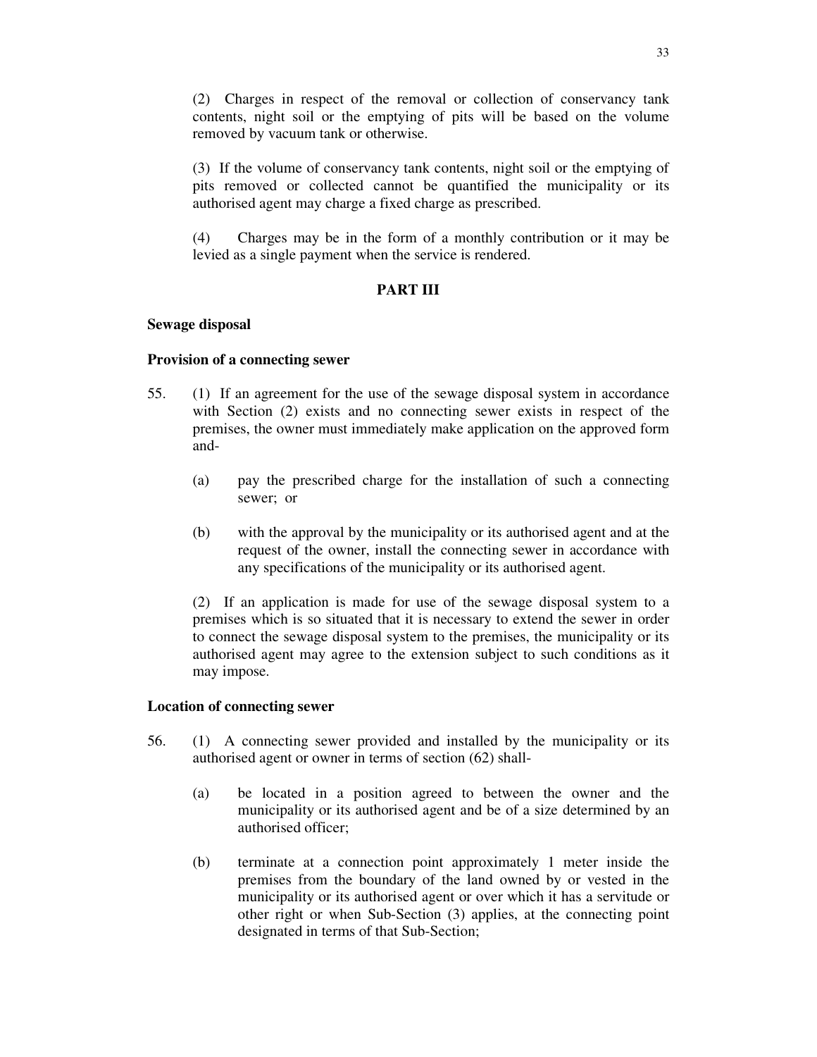(2) Charges in respect of the removal or collection of conservancy tank contents, night soil or the emptying of pits will be based on the volume removed by vacuum tank or otherwise.

(3) If the volume of conservancy tank contents, night soil or the emptying of pits removed or collected cannot be quantified the municipality or its authorised agent may charge a fixed charge as prescribed.

(4) Charges may be in the form of a monthly contribution or it may be levied as a single payment when the service is rendered.

## PART III

**Sewage disposal**

**Provision of a connecting sewer**

55. (1) If an agreement for the use of the sewage disposal system in accordance with Section (2) exists and no connecting sewer exists in respect of the premises, the owner must immediately make application on the approved form and-

   (a) pay the prescribed charge for the installation of such a connecting sewer; or

   (b) with the approval by the municipality or its authorised agent and at the request of the owner, install the connecting sewer in accordance with any specifications of the municipality or its authorised agent.

   (2) If an application is made for use of the sewage disposal system to a premises which is so situated that it is necessary to extend the sewer in order to connect the sewage disposal system to the premises, the municipality or its authorised agent may agree to the extension subject to such conditions as it may impose.

**Location of connecting sewer**

56. (1) A connecting sewer provided and installed by the municipality or its authorised agent or owner in terms of section (62) shall-

   (a) be located in a position agreed to between the owner and the municipality or its authorised agent and be of a size determined by an authorised officer;

   (b) terminate at a connection point approximately 1 meter inside the premises from the boundary of the land owned by or vested in the municipality or its authorised agent or over which it has a servitude or other right or when Sub-Section (3) applies, at the connecting point designated in terms of that Sub-Section;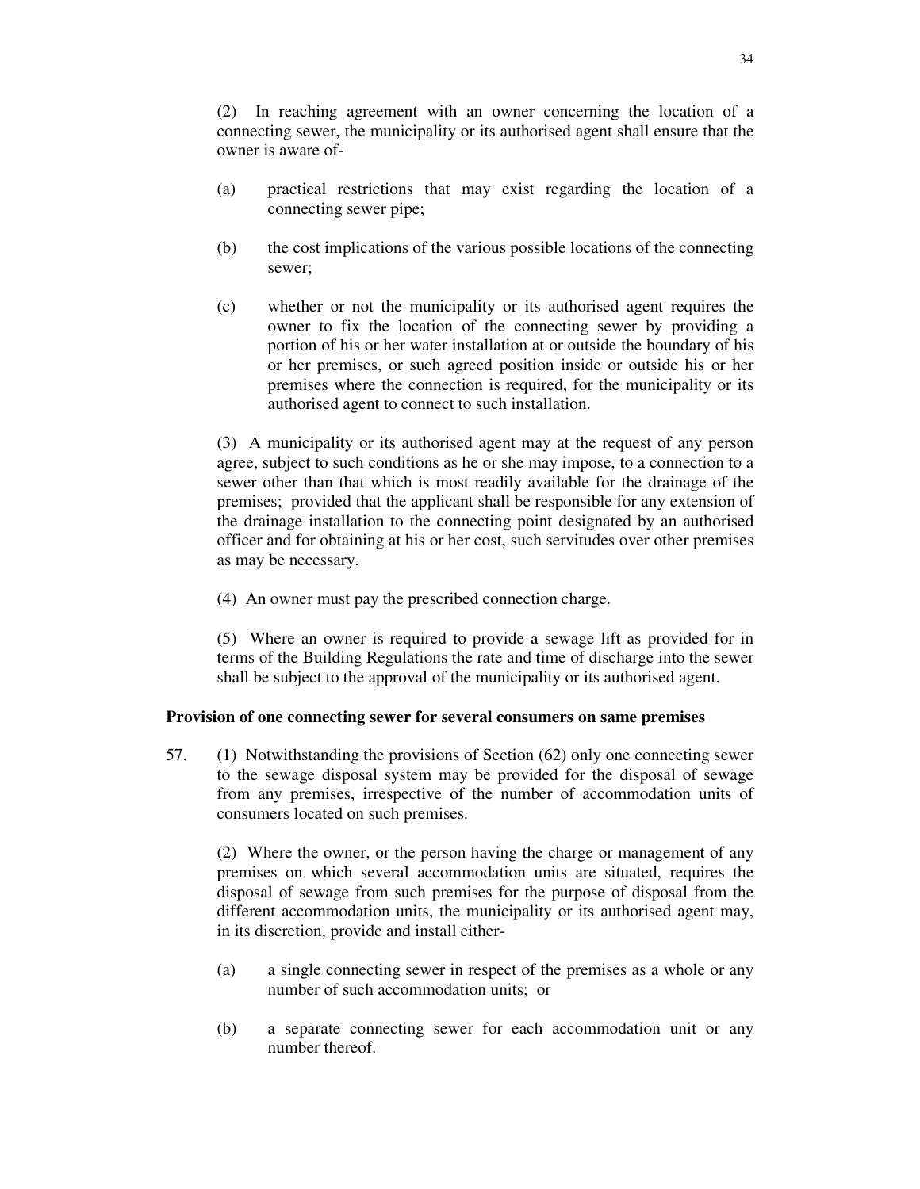(2) In reaching agreement with an owner concerning the location of a connecting sewer, the municipality or its authorised agent shall ensure that the owner is aware of-

(a) practical restrictions that may exist regarding the location of a connecting sewer pipe;

(b) the cost implications of the various possible locations of the connecting sewer;

(c) whether or not the municipality or its authorised agent requires the owner to fix the location of the connecting sewer by providing a portion of his or her water installation at or outside the boundary of his or her premises, or such agreed position inside or outside his or her premises where the connection is required, for the municipality or its authorised agent to connect to such installation.

(3) A municipality or its authorised agent may at the request of any person agree, subject to such conditions as he or she may impose, to a connection to a sewer other than that which is most readily available for the drainage of the premises; provided that the applicant shall be responsible for any extension of the drainage installation to the connecting point designated by an authorised officer and for obtaining at his or her cost, such servitudes over other premises as may be necessary.

(4) An owner must pay the prescribed connection charge.

(5) Where an owner is required to provide a sewage lift as provided for in terms of the Building Regulations the rate and time of discharge into the sewer shall be subject to the approval of the municipality or its authorised agent.

**Provision of one connecting sewer for several consumers on same premises**

57. (1) Notwithstanding the provisions of Section (62) only one connecting sewer to the sewage disposal system may be provided for the disposal of sewage from any premises, irrespective of the number of accommodation units of consumers located on such premises.

(2) Where the owner, or the person having the charge or management of any premises on which several accommodation units are situated, requires the disposal of sewage from such premises for the purpose of disposal from the different accommodation units, the municipality or its authorised agent may, in its discretion, provide and install either-

(a) a single connecting sewer in respect of the premises as a whole or any number of such accommodation units; or

(b) a separate connecting sewer for each accommodation unit or any number thereof.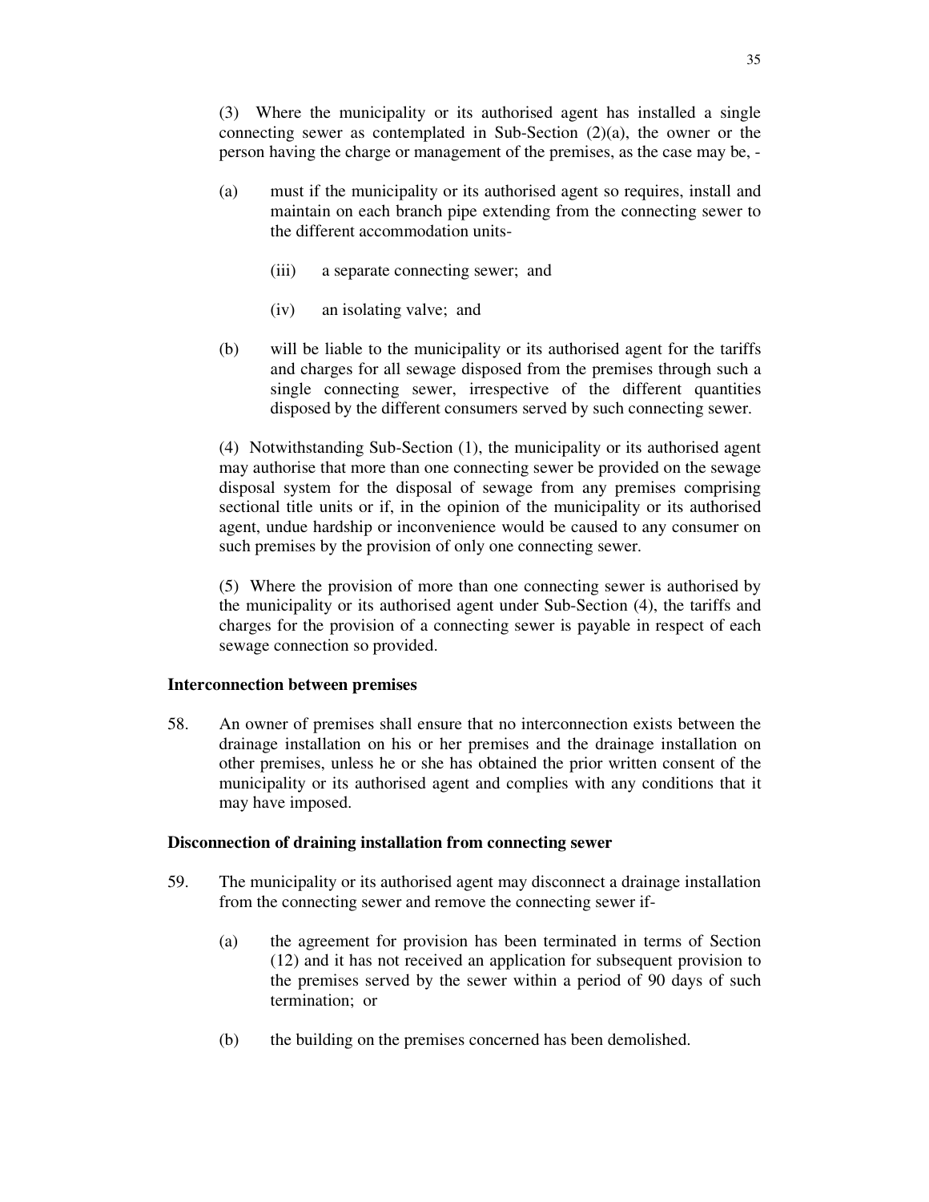(3) Where the municipality or its authorised agent has installed a single connecting sewer as contemplated in Sub-Section (2)(a), the owner or the person having the charge or management of the premises, as the case may be, -

(a) must if the municipality or its authorised agent so requires, install and maintain on each branch pipe extending from the connecting sewer to the different accommodation units-

  (iii) a separate connecting sewer; and

  (iv) an isolating valve; and

(b) will be liable to the municipality or its authorised agent for the tariffs and charges for all sewage disposed from the premises through such a single connecting sewer, irrespective of the different quantities disposed by the different consumers served by such connecting sewer.

(4) Notwithstanding Sub-Section (1), the municipality or its authorised agent may authorise that more than one connecting sewer be provided on the sewage disposal system for the disposal of sewage from any premises comprising sectional title units or if, in the opinion of the municipality or its authorised agent, undue hardship or inconvenience would be caused to any consumer on such premises by the provision of only one connecting sewer.

(5) Where the provision of more than one connecting sewer is authorised by the municipality or its authorised agent under Sub-Section (4), the tariffs and charges for the provision of a connecting sewer is payable in respect of each sewage connection so provided.

**Interconnection between premises**

58. An owner of premises shall ensure that no interconnection exists between the drainage installation on his or her premises and the drainage installation on other premises, unless he or she has obtained the prior written consent of the municipality or its authorised agent and complies with any conditions that it may have imposed.

**Disconnection of draining installation from connecting sewer**

59. The municipality or its authorised agent may disconnect a drainage installation from the connecting sewer and remove the connecting sewer if-

(a) the agreement for provision has been terminated in terms of Section (12) and it has not received an application for subsequent provision to the premises served by the sewer within a period of 90 days of such termination; or

(b) the building on the premises concerned has been demolished.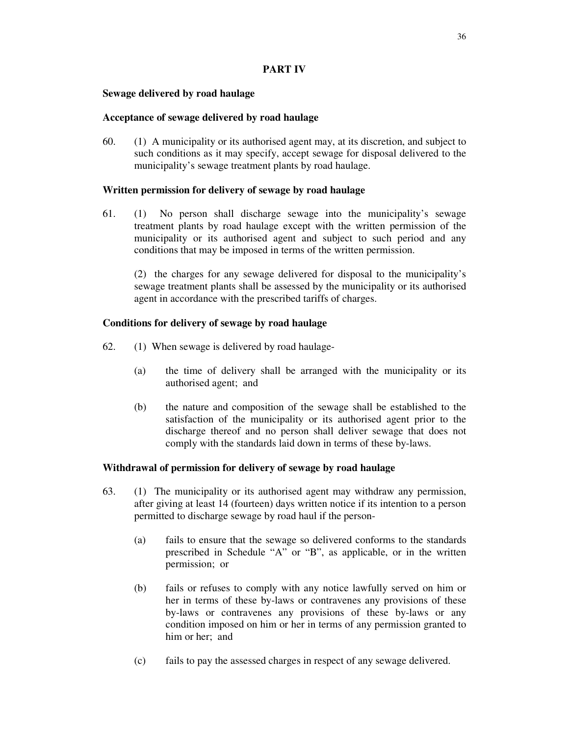## PART IV

**Sewage delivered by road haulage**

**Acceptance of sewage delivered by road haulage**

60. (1) A municipality or its authorised agent may, at its discretion, and subject to such conditions as it may specify, accept sewage for disposal delivered to the municipality's sewage treatment plants by road haulage.

**Written permission for delivery of sewage by road haulage**

61. (1) No person shall discharge sewage into the municipality's sewage treatment plants by road haulage except with the written permission of the municipality or its authorised agent and subject to such period and any conditions that may be imposed in terms of the written permission.

(2) the charges for any sewage delivered for disposal to the municipality's sewage treatment plants shall be assessed by the municipality or its authorised agent in accordance with the prescribed tariffs of charges.

**Conditions for delivery of sewage by road haulage**

62. (1) When sewage is delivered by road haulage-

(a) the time of delivery shall be arranged with the municipality or its authorised agent; and

(b) the nature and composition of the sewage shall be established to the satisfaction of the municipality or its authorised agent prior to the discharge thereof and no person shall deliver sewage that does not comply with the standards laid down in terms of these by-laws.

**Withdrawal of permission for delivery of sewage by road haulage**

63. (1) The municipality or its authorised agent may withdraw any permission, after giving at least 14 (fourteen) days written notice if its intention to a person permitted to discharge sewage by road haul if the person-

(a) fails to ensure that the sewage so delivered conforms to the standards prescribed in Schedule "A" or "B", as applicable, or in the written permission; or

(b) fails or refuses to comply with any notice lawfully served on him or her in terms of these by-laws or contravenes any provisions of these by-laws or contravenes any provisions of these by-laws or any condition imposed on him or her in terms of any permission granted to him or her; and

(c) fails to pay the assessed charges in respect of any sewage delivered.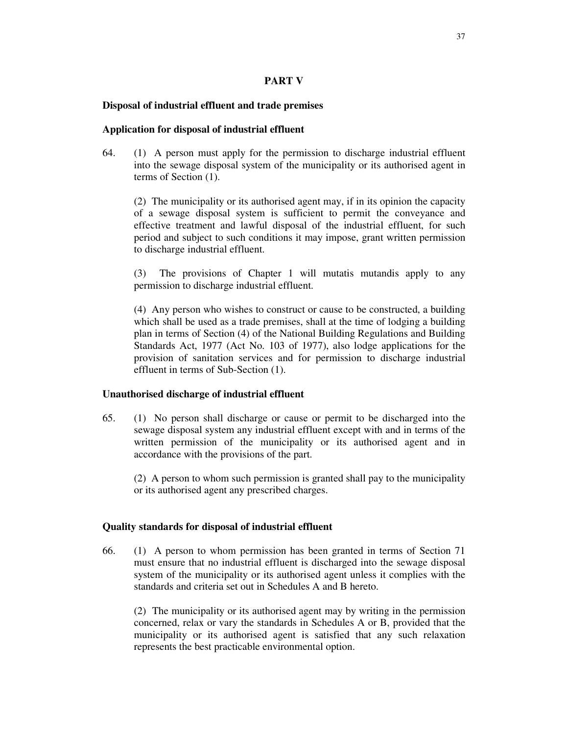## PART V

**Disposal of industrial effluent and trade premises**

**Application for disposal of industrial effluent**

64. (1) A person must apply for the permission to discharge industrial effluent into the sewage disposal system of the municipality or its authorised agent in terms of Section (1).

(2) The municipality or its authorised agent may, if in its opinion the capacity of a sewage disposal system is sufficient to permit the conveyance and effective treatment and lawful disposal of the industrial effluent, for such period and subject to such conditions it may impose, grant written permission to discharge industrial effluent.

(3) The provisions of Chapter 1 will mutatis mutandis apply to any permission to discharge industrial effluent.

(4) Any person who wishes to construct or cause to be constructed, a building which shall be used as a trade premises, shall at the time of lodging a building plan in terms of Section (4) of the National Building Regulations and Building Standards Act, 1977 (Act No. 103 of 1977), also lodge applications for the provision of sanitation services and for permission to discharge industrial effluent in terms of Sub-Section (1).

**Unauthorised discharge of industrial effluent**

65. (1) No person shall discharge or cause or permit to be discharged into the sewage disposal system any industrial effluent except with and in terms of the written permission of the municipality or its authorised agent and in accordance with the provisions of the part.

(2) A person to whom such permission is granted shall pay to the municipality or its authorised agent any prescribed charges.

**Quality standards for disposal of industrial effluent**

66. (1) A person to whom permission has been granted in terms of Section 71 must ensure that no industrial effluent is discharged into the sewage disposal system of the municipality or its authorised agent unless it complies with the standards and criteria set out in Schedules A and B hereto.

(2) The municipality or its authorised agent may by writing in the permission concerned, relax or vary the standards in Schedules A or B, provided that the municipality or its authorised agent is satisfied that any such relaxation represents the best practicable environmental option.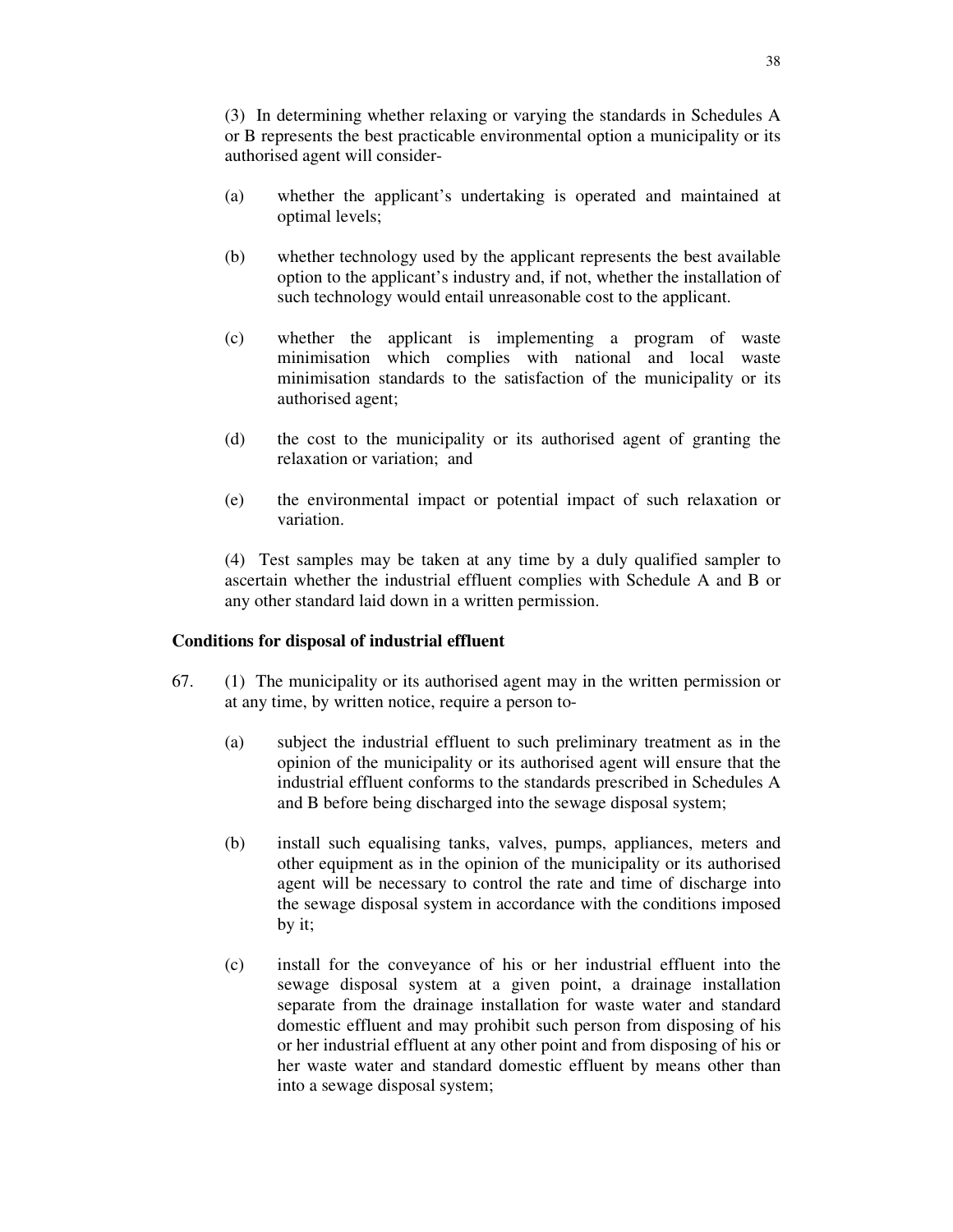(3) In determining whether relaxing or varying the standards in Schedules A or B represents the best practicable environmental option a municipality or its authorised agent will consider-

(a) whether the applicant's undertaking is operated and maintained at optimal levels;

(b) whether technology used by the applicant represents the best available option to the applicant's industry and, if not, whether the installation of such technology would entail unreasonable cost to the applicant.

(c) whether the applicant is implementing a program of waste minimisation which complies with national and local waste minimisation standards to the satisfaction of the municipality or its authorised agent;

(d) the cost to the municipality or its authorised agent of granting the relaxation or variation; and

(e) the environmental impact or potential impact of such relaxation or variation.

(4) Test samples may be taken at any time by a duly qualified sampler to ascertain whether the industrial effluent complies with Schedule A and B or any other standard laid down in a written permission.

**Conditions for disposal of industrial effluent**

67. (1) The municipality or its authorised agent may in the written permission or at any time, by written notice, require a person to-

(a) subject the industrial effluent to such preliminary treatment as in the opinion of the municipality or its authorised agent will ensure that the industrial effluent conforms to the standards prescribed in Schedules A and B before being discharged into the sewage disposal system;

(b) install such equalising tanks, valves, pumps, appliances, meters and other equipment as in the opinion of the municipality or its authorised agent will be necessary to control the rate and time of discharge into the sewage disposal system in accordance with the conditions imposed by it;

(c) install for the conveyance of his or her industrial effluent into the sewage disposal system at a given point, a drainage installation separate from the drainage installation for waste water and standard domestic effluent and may prohibit such person from disposing of his or her industrial effluent at any other point and from disposing of his or her waste water and standard domestic effluent by means other than into a sewage disposal system;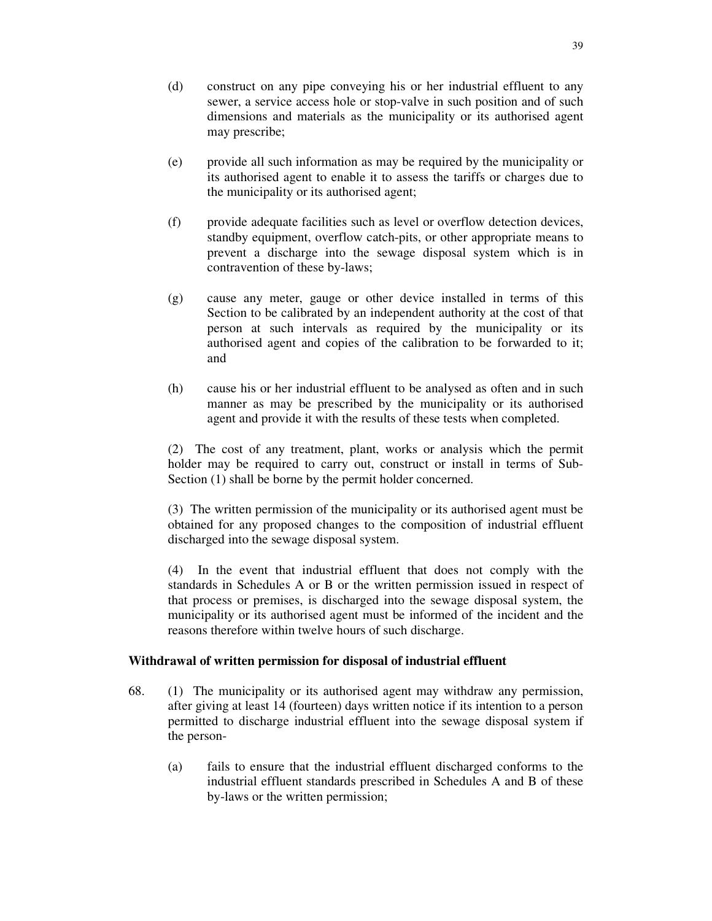(d) construct on any pipe conveying his or her industrial effluent to any sewer, a service access hole or stop-valve in such position and of such dimensions and materials as the municipality or its authorised agent may prescribe;

(e) provide all such information as may be required by the municipality or its authorised agent to enable it to assess the tariffs or charges due to the municipality or its authorised agent;

(f) provide adequate facilities such as level or overflow detection devices, standby equipment, overflow catch-pits, or other appropriate means to prevent a discharge into the sewage disposal system which is in contravention of these by-laws;

(g) cause any meter, gauge or other device installed in terms of this Section to be calibrated by an independent authority at the cost of that person at such intervals as required by the municipality or its authorised agent and copies of the calibration to be forwarded to it; and

(h) cause his or her industrial effluent to be analysed as often and in such manner as may be prescribed by the municipality or its authorised agent and provide it with the results of these tests when completed.

(2) The cost of any treatment, plant, works or analysis which the permit holder may be required to carry out, construct or install in terms of Sub-Section (1) shall be borne by the permit holder concerned.

(3) The written permission of the municipality or its authorised agent must be obtained for any proposed changes to the composition of industrial effluent discharged into the sewage disposal system.

(4) In the event that industrial effluent that does not comply with the standards in Schedules A or B or the written permission issued in respect of that process or premises, is discharged into the sewage disposal system, the municipality or its authorised agent must be informed of the incident and the reasons therefore within twelve hours of such discharge.

**Withdrawal of written permission for disposal of industrial effluent**

68. (1) The municipality or its authorised agent may withdraw any permission, after giving at least 14 (fourteen) days written notice if its intention to a person permitted to discharge industrial effluent into the sewage disposal system if the person-

(a) fails to ensure that the industrial effluent discharged conforms to the industrial effluent standards prescribed in Schedules A and B of these by-laws or the written permission;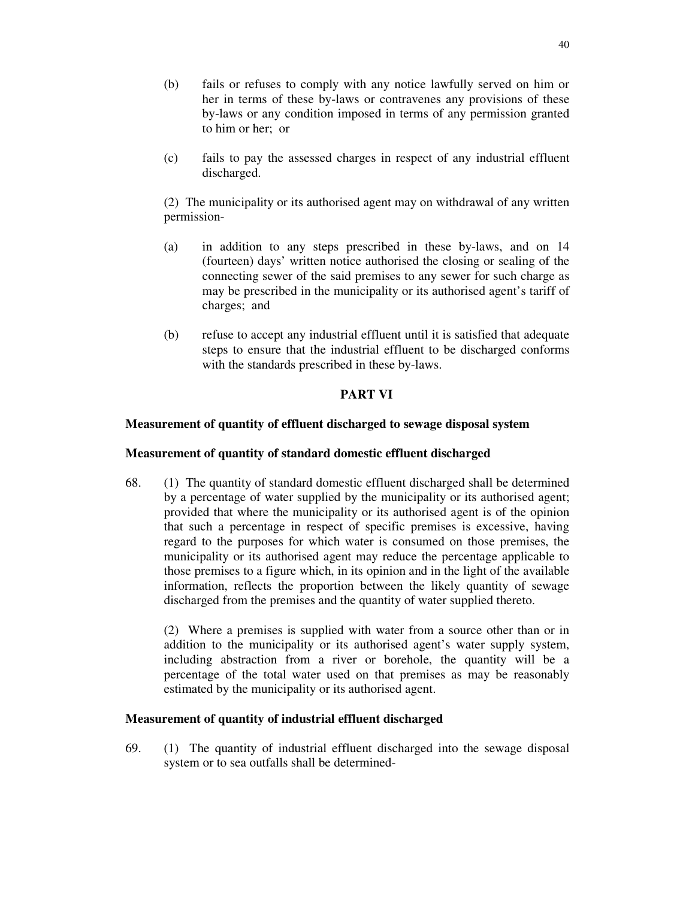(b) fails or refuses to comply with any notice lawfully served on him or her in terms of these by-laws or contravenes any provisions of these by-laws or any condition imposed in terms of any permission granted to him or her; or

(c) fails to pay the assessed charges in respect of any industrial effluent discharged.

(2) The municipality or its authorised agent may on withdrawal of any written permission-

(a) in addition to any steps prescribed in these by-laws, and on 14 (fourteen) days' written notice authorised the closing or sealing of the connecting sewer of the said premises to any sewer for such charge as may be prescribed in the municipality or its authorised agent's tariff of charges; and

(b) refuse to accept any industrial effluent until it is satisfied that adequate steps to ensure that the industrial effluent to be discharged conforms with the standards prescribed in these by-laws.

## PART VI

### Measurement of quantity of effluent discharged to sewage disposal system

#### Measurement of quantity of standard domestic effluent discharged

68. (1) The quantity of standard domestic effluent discharged shall be determined by a percentage of water supplied by the municipality or its authorised agent; provided that where the municipality or its authorised agent is of the opinion that such a percentage in respect of specific premises is excessive, having regard to the purposes for which water is consumed on those premises, the municipality or its authorised agent may reduce the percentage applicable to those premises to a figure which, in its opinion and in the light of the available information, reflects the proportion between the likely quantity of sewage discharged from the premises and the quantity of water supplied thereto.

(2) Where a premises is supplied with water from a source other than or in addition to the municipality or its authorised agent's water supply system, including abstraction from a river or borehole, the quantity will be a percentage of the total water used on that premises as may be reasonably estimated by the municipality or its authorised agent.

#### Measurement of quantity of industrial effluent discharged

69. (1) The quantity of industrial effluent discharged into the sewage disposal system or to sea outfalls shall be determined-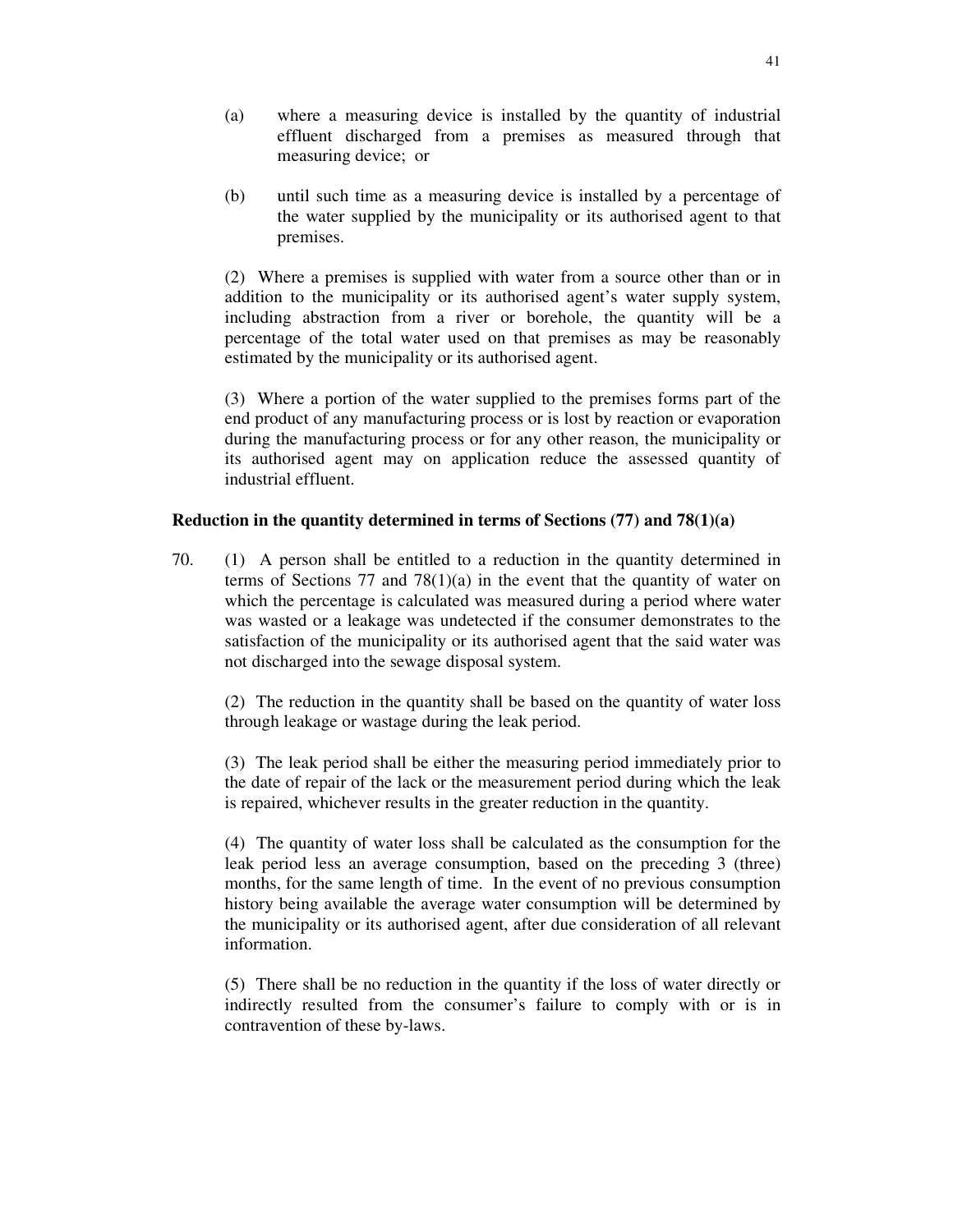(a) where a measuring device is installed by the quantity of industrial effluent discharged from a premises as measured through that measuring device; or

(b) until such time as a measuring device is installed by a percentage of the water supplied by the municipality or its authorised agent to that premises.

(2) Where a premises is supplied with water from a source other than or in addition to the municipality or its authorised agent's water supply system, including abstraction from a river or borehole, the quantity will be a percentage of the total water used on that premises as may be reasonably estimated by the municipality or its authorised agent.

(3) Where a portion of the water supplied to the premises forms part of the end product of any manufacturing process or is lost by reaction or evaporation during the manufacturing process or for any other reason, the municipality or its authorised agent may on application reduce the assessed quantity of industrial effluent.

**Reduction in the quantity determined in terms of Sections (77) and 78(1)(a)**

70. (1) A person shall be entitled to a reduction in the quantity determined in terms of Sections 77 and 78(1)(a) in the event that the quantity of water on which the percentage is calculated was measured during a period where water was wasted or a leakage was undetected if the consumer demonstrates to the satisfaction of the municipality or its authorised agent that the said water was not discharged into the sewage disposal system.

(2) The reduction in the quantity shall be based on the quantity of water loss through leakage or wastage during the leak period.

(3) The leak period shall be either the measuring period immediately prior to the date of repair of the lack or the measurement period during which the leak is repaired, whichever results in the greater reduction in the quantity.

(4) The quantity of water loss shall be calculated as the consumption for the leak period less an average consumption, based on the preceding 3 (three) months, for the same length of time. In the event of no previous consumption history being available the average water consumption will be determined by the municipality or its authorised agent, after due consideration of all relevant information.

(5) There shall be no reduction in the quantity if the loss of water directly or indirectly resulted from the consumer's failure to comply with or is in contravention of these by-laws.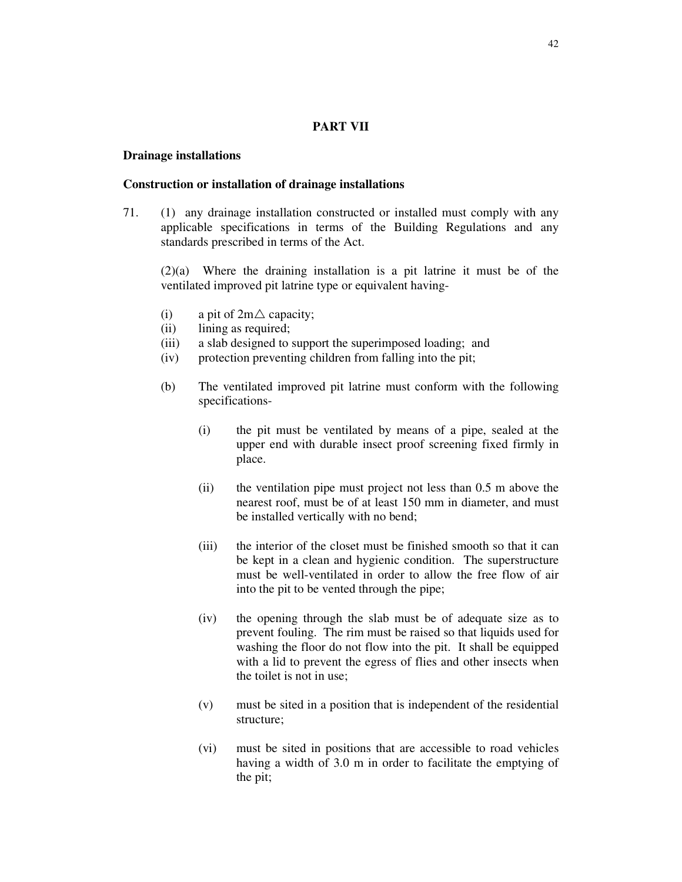## PART VII

### Drainage installations

### Construction or installation of drainage installations

71. (1) any drainage installation constructed or installed must comply with any applicable specifications in terms of the Building Regulations and any standards prescribed in terms of the Act.

(2)(a) Where the draining installation is a pit latrine it must be of the ventilated improved pit latrine type or equivalent having-

- (i) a pit of 2m△ capacity;
- (ii) lining as required;
- (iii) a slab designed to support the superimposed loading; and
- (iv) protection preventing children from falling into the pit;

(b) The ventilated improved pit latrine must conform with the following specifications-

- (i) the pit must be ventilated by means of a pipe, sealed at the upper end with durable insect proof screening fixed firmly in place.
- (ii) the ventilation pipe must project not less than 0.5 m above the nearest roof, must be of at least 150 mm in diameter, and must be installed vertically with no bend;
- (iii) the interior of the closet must be finished smooth so that it can be kept in a clean and hygienic condition. The superstructure must be well-ventilated in order to allow the free flow of air into the pit to be vented through the pipe;
- (iv) the opening through the slab must be of adequate size as to prevent fouling. The rim must be raised so that liquids used for washing the floor do not flow into the pit. It shall be equipped with a lid to prevent the egress of flies and other insects when the toilet is not in use;
- (v) must be sited in a position that is independent of the residential structure;
- (vi) must be sited in positions that are accessible to road vehicles having a width of 3.0 m in order to facilitate the emptying of the pit;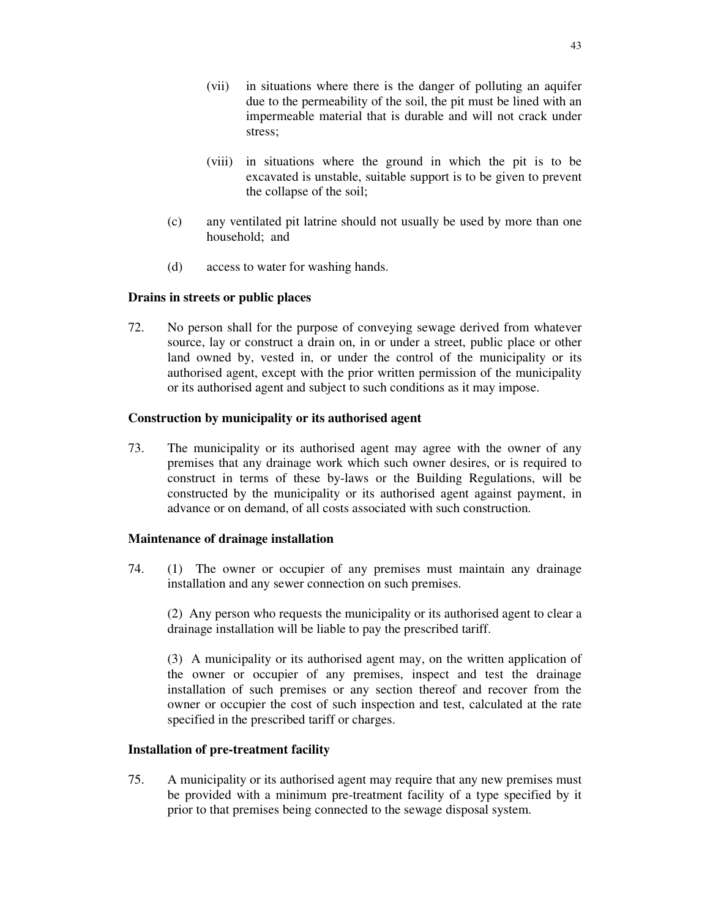(vii) in situations where there is the danger of polluting an aquifer due to the permeability of the soil, the pit must be lined with an impermeable material that is durable and will not crack under stress;

(viii) in situations where the ground in which the pit is to be excavated is unstable, suitable support is to be given to prevent the collapse of the soil;

(c) any ventilated pit latrine should not usually be used by more than one household; and

(d) access to water for washing hands.

**Drains in streets or public places**

72. No person shall for the purpose of conveying sewage derived from whatever source, lay or construct a drain on, in or under a street, public place or other land owned by, vested in, or under the control of the municipality or its authorised agent, except with the prior written permission of the municipality or its authorised agent and subject to such conditions as it may impose.

**Construction by municipality or its authorised agent**

73. The municipality or its authorised agent may agree with the owner of any premises that any drainage work which such owner desires, or is required to construct in terms of these by-laws or the Building Regulations, will be constructed by the municipality or its authorised agent against payment, in advance or on demand, of all costs associated with such construction.

**Maintenance of drainage installation**

74. (1) The owner or occupier of any premises must maintain any drainage installation and any sewer connection on such premises.

(2) Any person who requests the municipality or its authorised agent to clear a drainage installation will be liable to pay the prescribed tariff.

(3) A municipality or its authorised agent may, on the written application of the owner or occupier of any premises, inspect and test the drainage installation of such premises or any section thereof and recover from the owner or occupier the cost of such inspection and test, calculated at the rate specified in the prescribed tariff or charges.

**Installation of pre-treatment facility**

75. A municipality or its authorised agent may require that any new premises must be provided with a minimum pre-treatment facility of a type specified by it prior to that premises being connected to the sewage disposal system.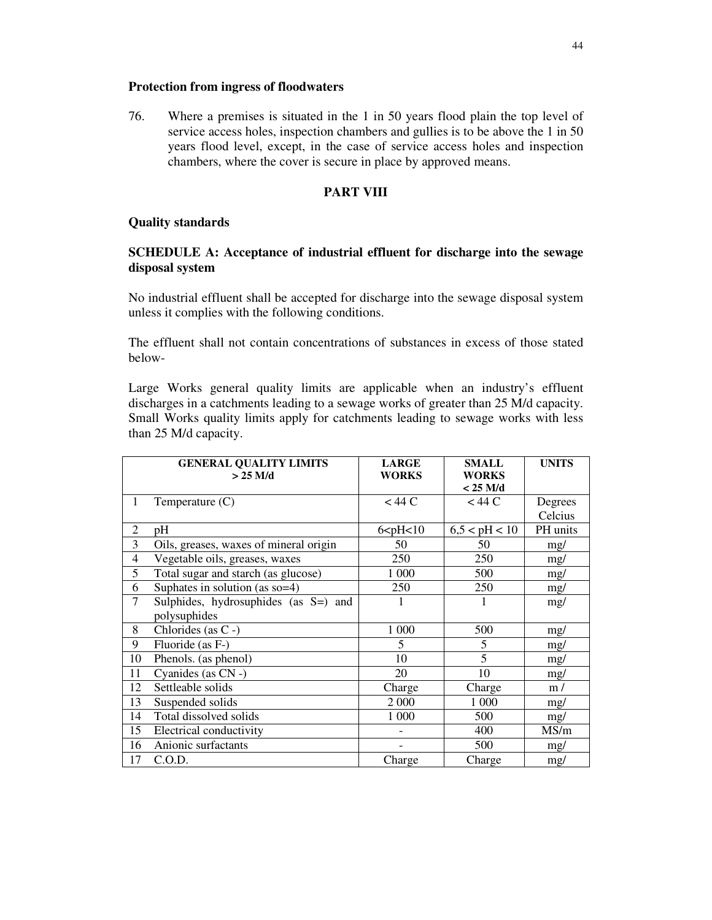**Protection from ingress of floodwaters**

76. Where a premises is situated in the 1 in 50 years flood plain the top level of service access holes, inspection chambers and gullies is to be above the 1 in 50 years flood level, except, in the case of service access holes and inspection chambers, where the cover is secure in place by approved means.

## PART VIII

**Quality standards**

**SCHEDULE A: Acceptance of industrial effluent for discharge into the sewage disposal system**

No industrial effluent shall be accepted for discharge into the sewage disposal system unless it complies with the following conditions.

The effluent shall not contain concentrations of substances in excess of those stated below-

Large Works general quality limits are applicable when an industry's effluent discharges in a catchments leading to a sewage works of greater than 25 M/d capacity. Small Works quality limits apply for catchments leading to sewage works with less than 25 M/d capacity.

| | GENERAL QUALITY LIMITS > 25 M/d | LARGE WORKS | SMALL WORKS < 25 M/d | UNITS |
|---|---|---|---|---|
| 1 | Temperature (C) | < 44 C | < 44 C | Degrees Celcius |
| 2 | pH | 6<pH<10 | 6,5 < pH < 10 | PH units |
| 3 | Oils, greases, waxes of mineral origin | 50 | 50 | mg/ |
| 4 | Vegetable oils, greases, waxes | 250 | 250 | mg/ |
| 5 | Total sugar and starch (as glucose) | 1 000 | 500 | mg/ |
| 6 | Suphates in solution (as so=4) | 250 | 250 | mg/ |
| 7 | Sulphides, hydrosuphides (as S=) and polysuphides | 1 | 1 | mg/ |
| 8 | Chlorides (as C -) | 1 000 | 500 | mg/ |
| 9 | Fluoride (as F-) | 5 | 5 | mg/ |
| 10 | Phenols. (as phenol) | 10 | 5 | mg/ |
| 11 | Cyanides (as CN -) | 20 | 10 | mg/ |
| 12 | Settleable solids | Charge | Charge | m / |
| 13 | Suspended solids | 2 000 | 1 000 | mg/ |
| 14 | Total dissolved solids | 1 000 | 500 | mg/ |
| 15 | Electrical conductivity | - | 400 | MS/m |
| 16 | Anionic surfactants | - | 500 | mg/ |
| 17 | C.O.D. | Charge | Charge | mg/ |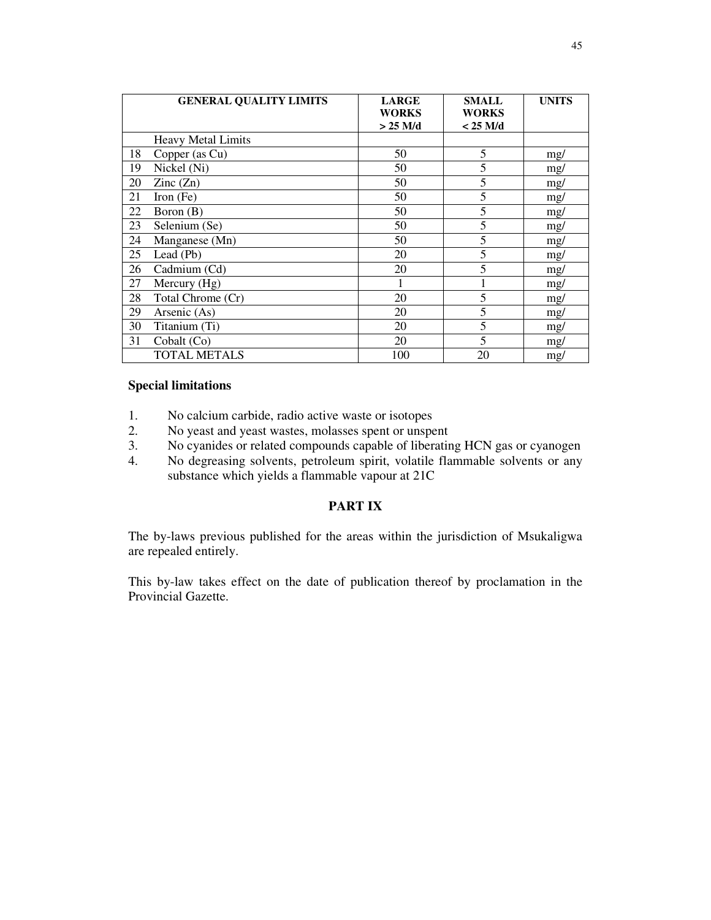| | GENERAL QUALITY LIMITS | LARGE WORKS > 25 M/d | SMALL WORKS < 25 M/d | UNITS |
|---|---|---|---|---|
| | Heavy Metal Limits | | | |
| 18 | Copper (as Cu) | 50 | 5 | mg/ |
| 19 | Nickel (Ni) | 50 | 5 | mg/ |
| 20 | Zinc (Zn) | 50 | 5 | mg/ |
| 21 | Iron (Fe) | 50 | 5 | mg/ |
| 22 | Boron (B) | 50 | 5 | mg/ |
| 23 | Selenium (Se) | 50 | 5 | mg/ |
| 24 | Manganese (Mn) | 50 | 5 | mg/ |
| 25 | Lead (Pb) | 20 | 5 | mg/ |
| 26 | Cadmium (Cd) | 20 | 5 | mg/ |
| 27 | Mercury (Hg) | 1 | 1 | mg/ |
| 28 | Total Chrome (Cr) | 20 | 5 | mg/ |
| 29 | Arsenic (As) | 20 | 5 | mg/ |
| 30 | Titanium (Ti) | 20 | 5 | mg/ |
| 31 | Cobalt (Co) | 20 | 5 | mg/ |
| | TOTAL METALS | 100 | 20 | mg/ |

**Special limitations**

1. No calcium carbide, radio active waste or isotopes
2. No yeast and yeast wastes, molasses spent or unspent
3. No cyanides or related compounds capable of liberating HCN gas or cyanogen
4. No degreasing solvents, petroleum spirit, volatile flammable solvents or any substance which yields a flammable vapour at 21C

## PART IX

The by-laws previous published for the areas within the jurisdiction of Msukaligwa are repealed entirely.

This by-law takes effect on the date of publication thereof by proclamation in the Provincial Gazette.